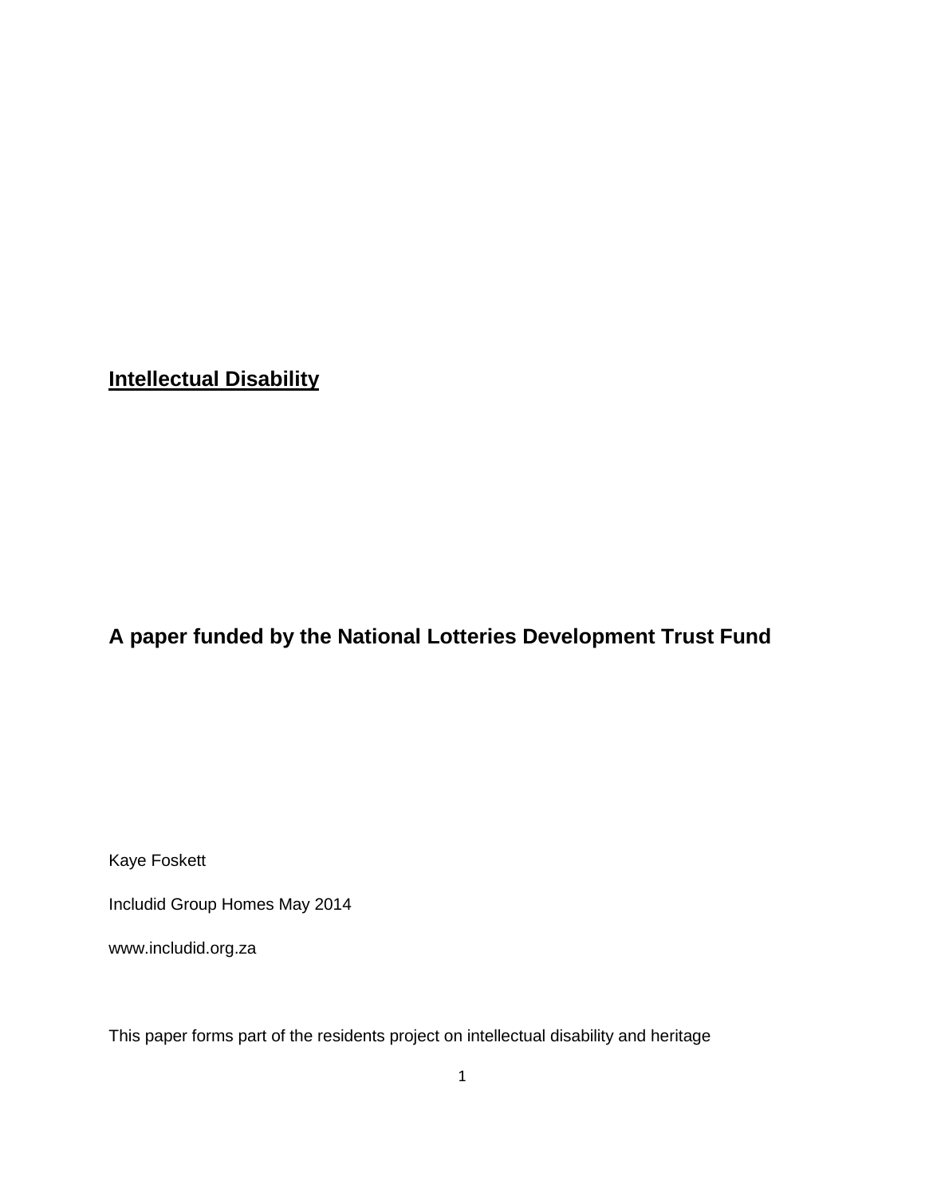# Intellectual Disability

## A paper funded by the National Lotteries Development Trust Fund

Kaye Foskett

Includid Group Homes May 2014

www.includid.org.za

This paper forms part of the residents project on intellectual disability and heritage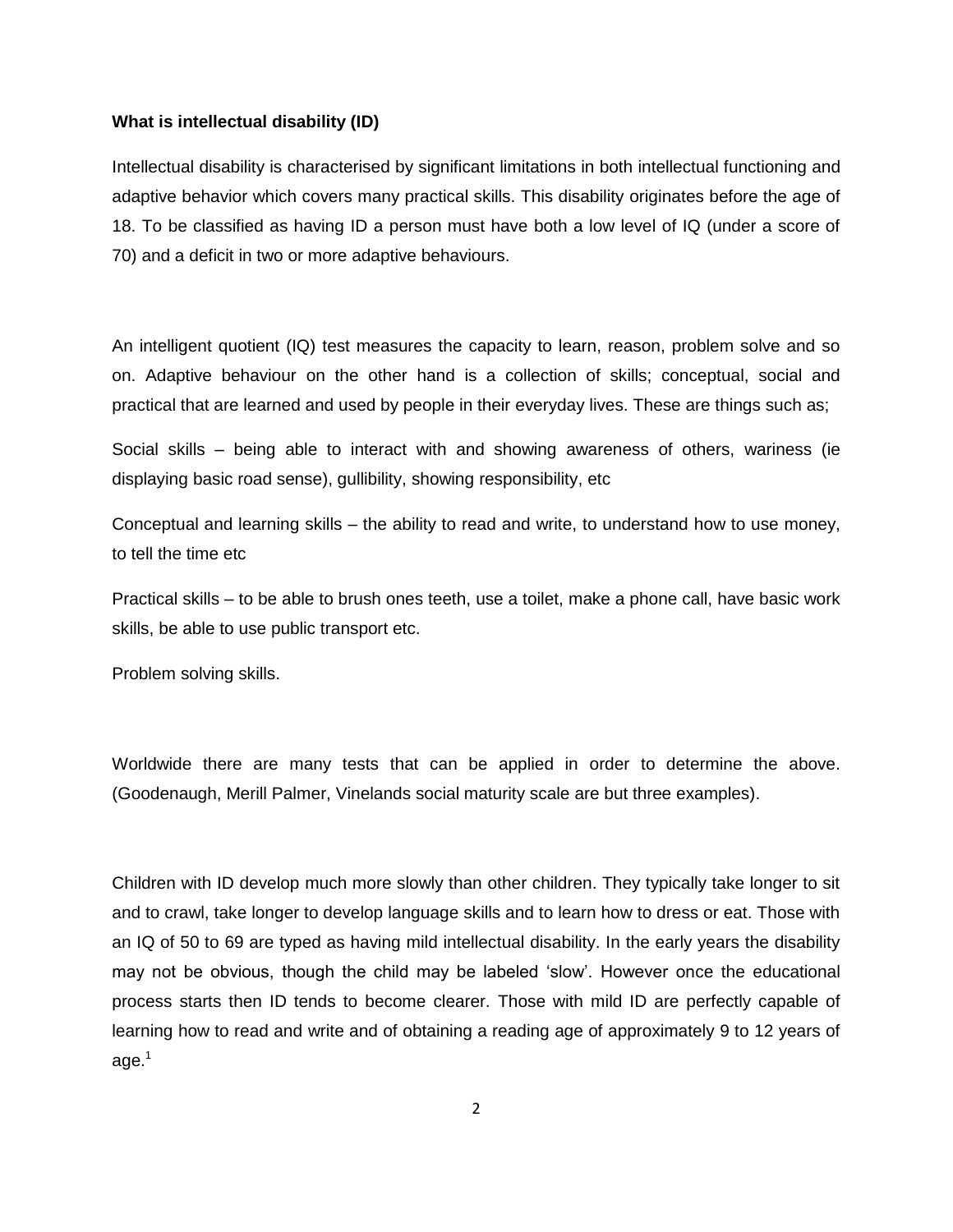**What is intellectual disability (ID)**

Intellectual disability is characterised by significant limitations in both intellectual functioning and adaptive behavior which covers many practical skills. This disability originates before the age of 18. To be classified as having ID a person must have both a low level of IQ (under a score of 70) and a deficit in two or more adaptive behaviours.

An intelligent quotient (IQ) test measures the capacity to learn, reason, problem solve and so on. Adaptive behaviour on the other hand is a collection of skills; conceptual, social and practical that are learned and used by people in their everyday lives. These are things such as;

Social skills – being able to interact with and showing awareness of others, wariness (ie displaying basic road sense), gullibility, showing responsibility, etc

Conceptual and learning skills – the ability to read and write, to understand how to use money, to tell the time etc

Practical skills – to be able to brush ones teeth, use a toilet, make a phone call, have basic work skills, be able to use public transport etc.

Problem solving skills.

Worldwide there are many tests that can be applied in order to determine the above. (Goodenaugh, Merill Palmer, Vinelands social maturity scale are but three examples).

Children with ID develop much more slowly than other children. They typically take longer to sit and to crawl, take longer to develop language skills and to learn how to dress or eat. Those with an IQ of 50 to 69 are typed as having mild intellectual disability. In the early years the disability may not be obvious, though the child may be labeled 'slow'. However once the educational process starts then ID tends to become clearer. Those with mild ID are perfectly capable of learning how to read and write and of obtaining a reading age of approximately 9 to 12 years of age.[1]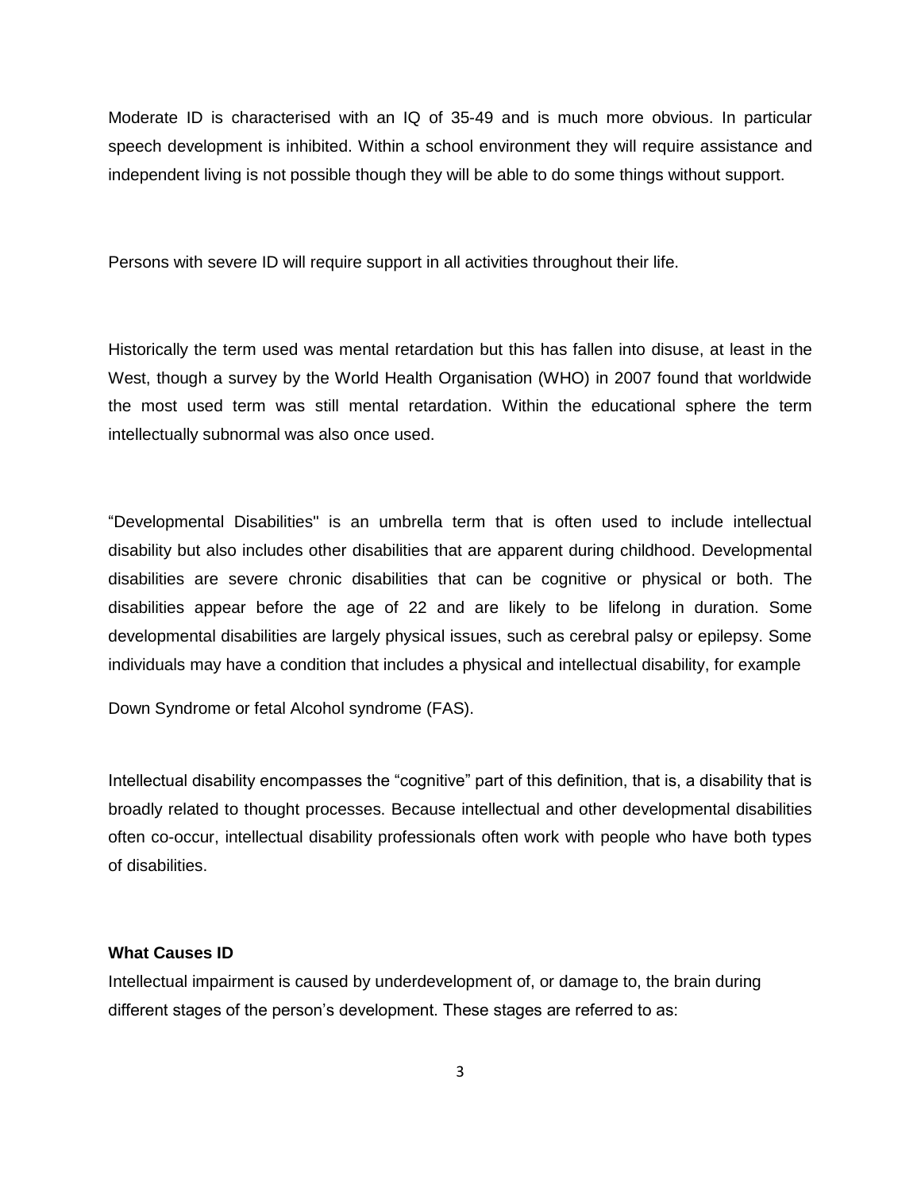Moderate ID is characterised with an IQ of 35-49 and is much more obvious. In particular speech development is inhibited. Within a school environment they will require assistance and independent living is not possible though they will be able to do some things without support.

Persons with severe ID will require support in all activities throughout their life.

Historically the term used was mental retardation but this has fallen into disuse, at least in the West, though a survey by the World Health Organisation (WHO) in 2007 found that worldwide the most used term was still mental retardation. Within the educational sphere the term intellectually subnormal was also once used.

"Developmental Disabilities" is an umbrella term that is often used to include intellectual disability but also includes other disabilities that are apparent during childhood. Developmental disabilities are severe chronic disabilities that can be cognitive or physical or both. The disabilities appear before the age of 22 and are likely to be lifelong in duration. Some developmental disabilities are largely physical issues, such as cerebral palsy or epilepsy. Some individuals may have a condition that includes a physical and intellectual disability, for example

Down Syndrome or fetal Alcohol syndrome (FAS).

Intellectual disability encompasses the "cognitive" part of this definition, that is, a disability that is broadly related to thought processes. Because intellectual and other developmental disabilities often co-occur, intellectual disability professionals often work with people who have both types of disabilities.

**What Causes ID**

Intellectual impairment is caused by underdevelopment of, or damage to, the brain during different stages of the person's development. These stages are referred to as: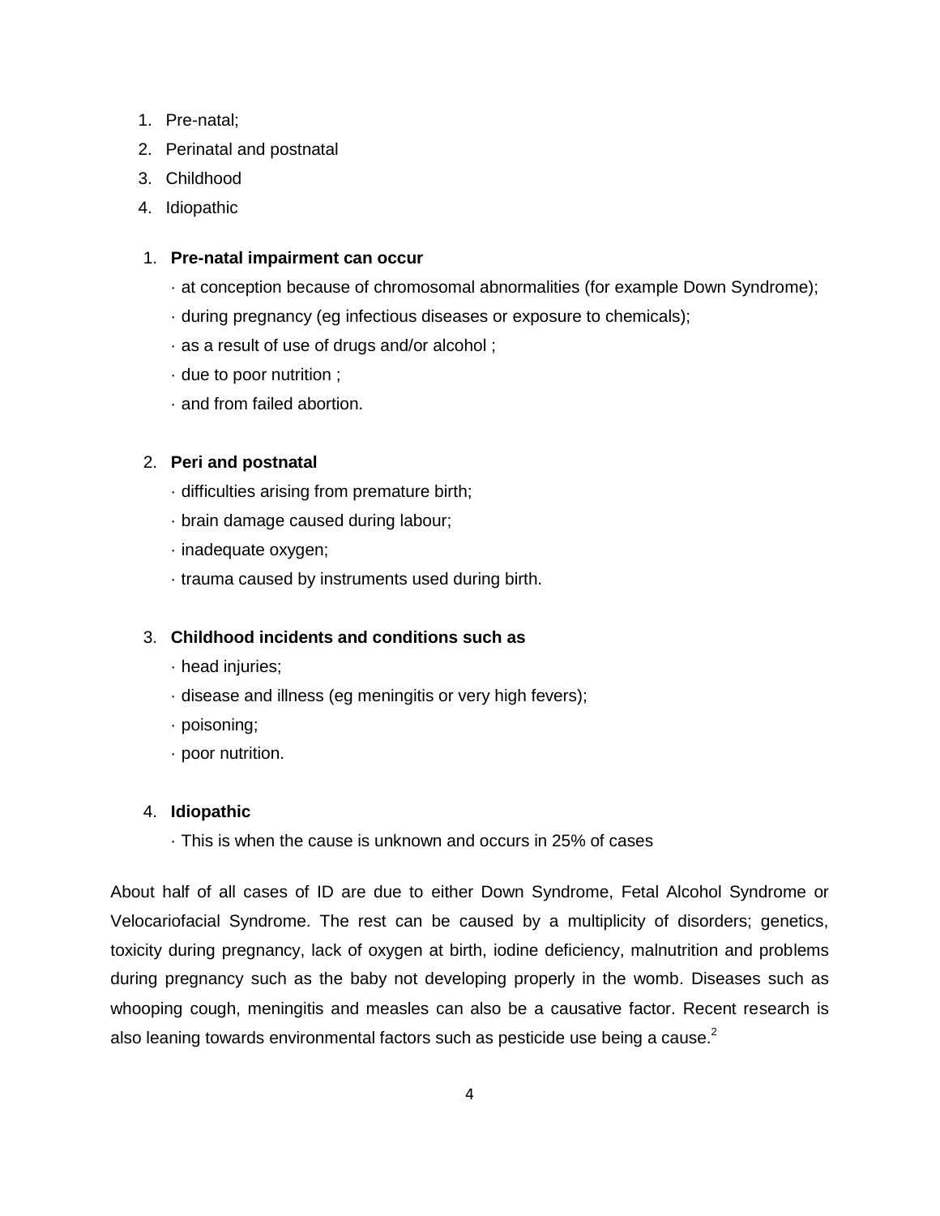1. Pre-natal;
2. Perinatal and postnatal
3. Childhood
4. Idiopathic

1. **Pre-natal impairment can occur**
   - at conception because of chromosomal abnormalities (for example Down Syndrome);
   - during pregnancy (eg infectious diseases or exposure to chemicals);
   - as a result of use of drugs and/or alcohol ;
   - due to poor nutrition ;
   - and from failed abortion.

2. **Peri and postnatal**
   - difficulties arising from premature birth;
   - brain damage caused during labour;
   - inadequate oxygen;
   - trauma caused by instruments used during birth.

3. **Childhood incidents and conditions such as**
   - head injuries;
   - disease and illness (eg meningitis or very high fevers);
   - poisoning;
   - poor nutrition.

4. **Idiopathic**
   - This is when the cause is unknown and occurs in 25% of cases

About half of all cases of ID are due to either Down Syndrome, Fetal Alcohol Syndrome or Velocariofacial Syndrome. The rest can be caused by a multiplicity of disorders; genetics, toxicity during pregnancy, lack of oxygen at birth, iodine deficiency, malnutrition and problems during pregnancy such as the baby not developing properly in the womb. Diseases such as whooping cough, meningitis and measles can also be a causative factor. Recent research is also leaning towards environmental factors such as pesticide use being a cause.[2]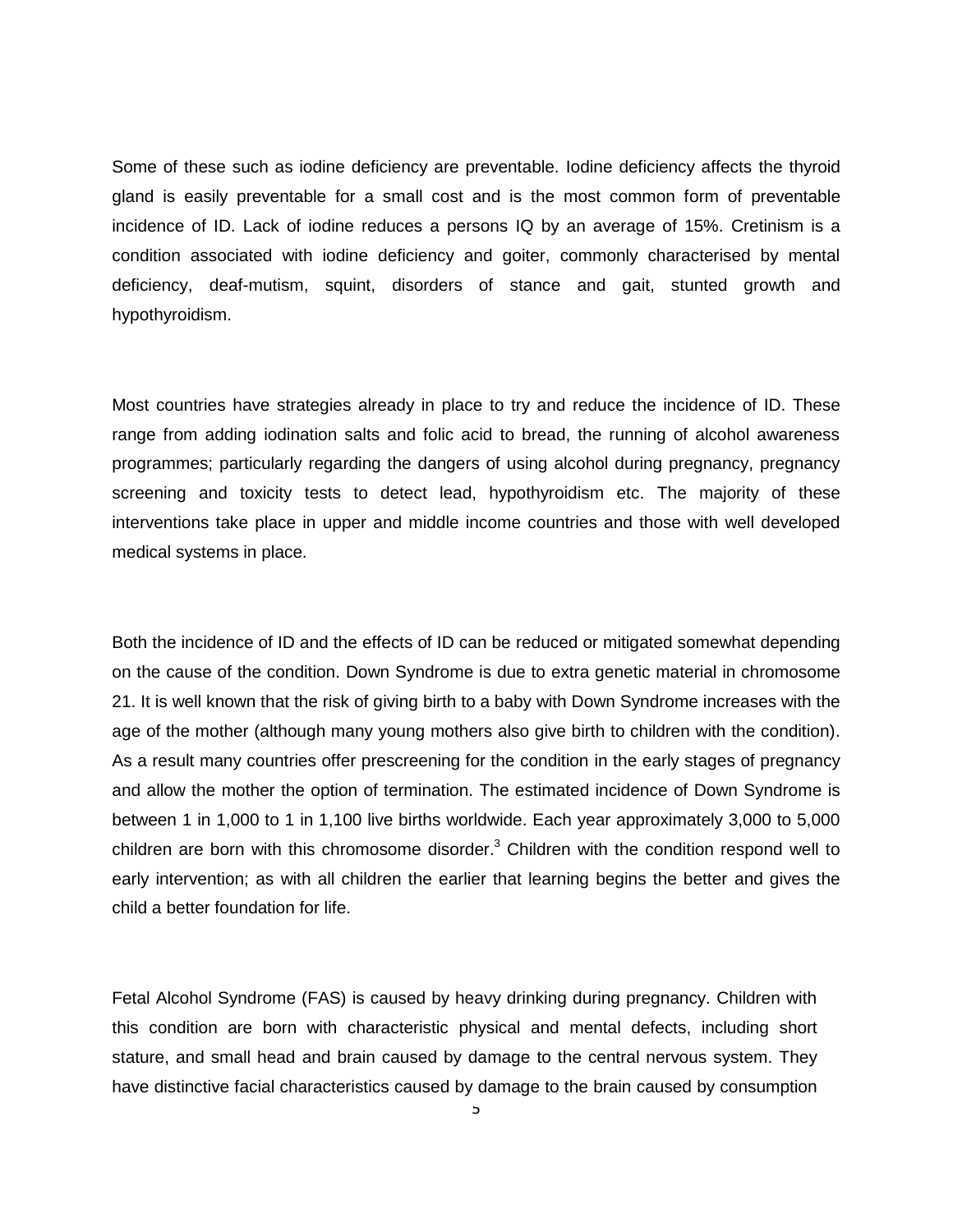Some of these such as iodine deficiency are preventable. Iodine deficiency affects the thyroid gland is easily preventable for a small cost and is the most common form of preventable incidence of ID. Lack of iodine reduces a persons IQ by an average of 15%. Cretinism is a condition associated with iodine deficiency and goiter, commonly characterised by mental deficiency, deaf-mutism, squint, disorders of stance and gait, stunted growth and hypothyroidism.

Most countries have strategies already in place to try and reduce the incidence of ID. These range from adding iodination salts and folic acid to bread, the running of alcohol awareness programmes; particularly regarding the dangers of using alcohol during pregnancy, pregnancy screening and toxicity tests to detect lead, hypothyroidism etc. The majority of these interventions take place in upper and middle income countries and those with well developed medical systems in place.

Both the incidence of ID and the effects of ID can be reduced or mitigated somewhat depending on the cause of the condition. Down Syndrome is due to extra genetic material in chromosome 21. It is well known that the risk of giving birth to a baby with Down Syndrome increases with the age of the mother (although many young mothers also give birth to children with the condition). As a result many countries offer prescreening for the condition in the early stages of pregnancy and allow the mother the option of termination. The estimated incidence of Down Syndrome is between 1 in 1,000 to 1 in 1,100 live births worldwide. Each year approximately 3,000 to 5,000 children are born with this chromosome disorder.[3] Children with the condition respond well to early intervention; as with all children the earlier that learning begins the better and gives the child a better foundation for life.

Fetal Alcohol Syndrome (FAS) is caused by heavy drinking during pregnancy. Children with this condition are born with characteristic physical and mental defects, including short stature, and small head and brain caused by damage to the central nervous system. They have distinctive facial characteristics caused by damage to the brain caused by consumption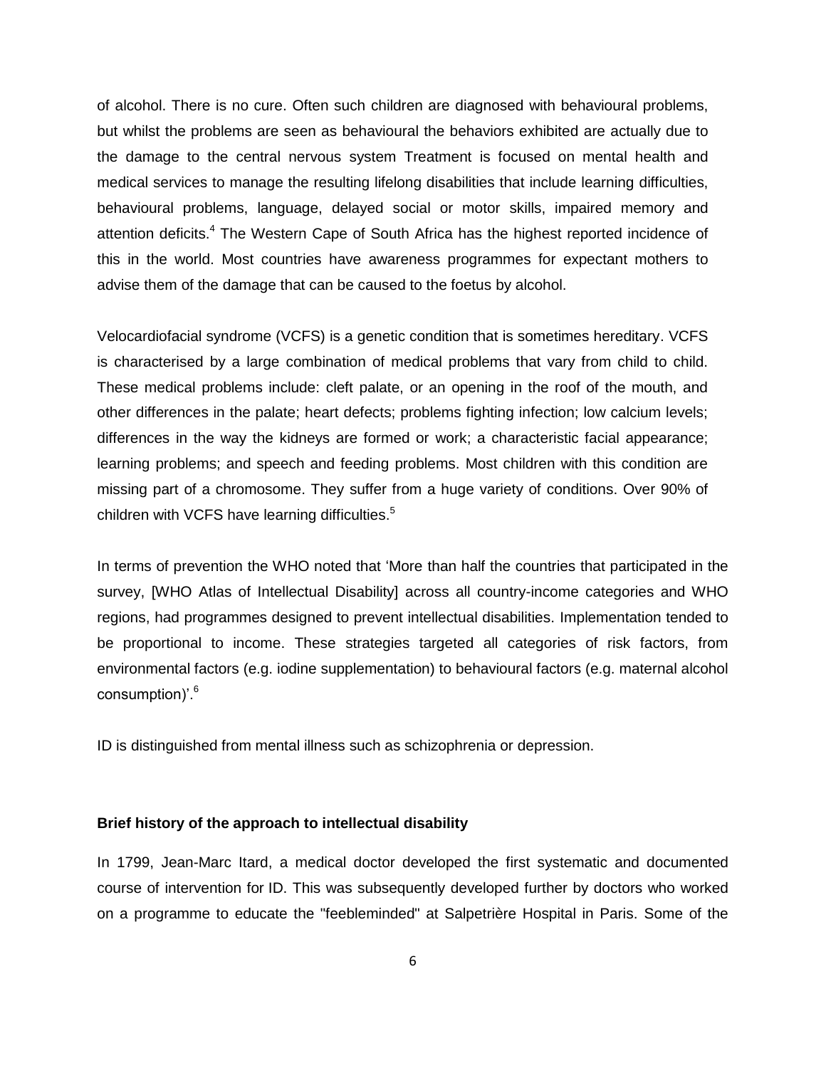of alcohol. There is no cure. Often such children are diagnosed with behavioural problems, but whilst the problems are seen as behavioural the behaviors exhibited are actually due to the damage to the central nervous system Treatment is focused on mental health and medical services to manage the resulting lifelong disabilities that include learning difficulties, behavioural problems, language, delayed social or motor skills, impaired memory and attention deficits.[4] The Western Cape of South Africa has the highest reported incidence of this in the world. Most countries have awareness programmes for expectant mothers to advise them of the damage that can be caused to the foetus by alcohol.

Velocardiofacial syndrome (VCFS) is a genetic condition that is sometimes hereditary. VCFS is characterised by a large combination of medical problems that vary from child to child. These medical problems include: cleft palate, or an opening in the roof of the mouth, and other differences in the palate; heart defects; problems fighting infection; low calcium levels; differences in the way the kidneys are formed or work; a characteristic facial appearance; learning problems; and speech and feeding problems. Most children with this condition are missing part of a chromosome. They suffer from a huge variety of conditions. Over 90% of children with VCFS have learning difficulties.[5]

In terms of prevention the WHO noted that 'More than half the countries that participated in the survey, [WHO Atlas of Intellectual Disability] across all country-income categories and WHO regions, had programmes designed to prevent intellectual disabilities. Implementation tended to be proportional to income. These strategies targeted all categories of risk factors, from environmental factors (e.g. iodine supplementation) to behavioural factors (e.g. maternal alcohol consumption)'.[6]

ID is distinguished from mental illness such as schizophrenia or depression.

**Brief history of the approach to intellectual disability**

In 1799, Jean-Marc Itard, a medical doctor developed the first systematic and documented course of intervention for ID. This was subsequently developed further by doctors who worked on a programme to educate the "feebleminded" at Salpetrière Hospital in Paris. Some of the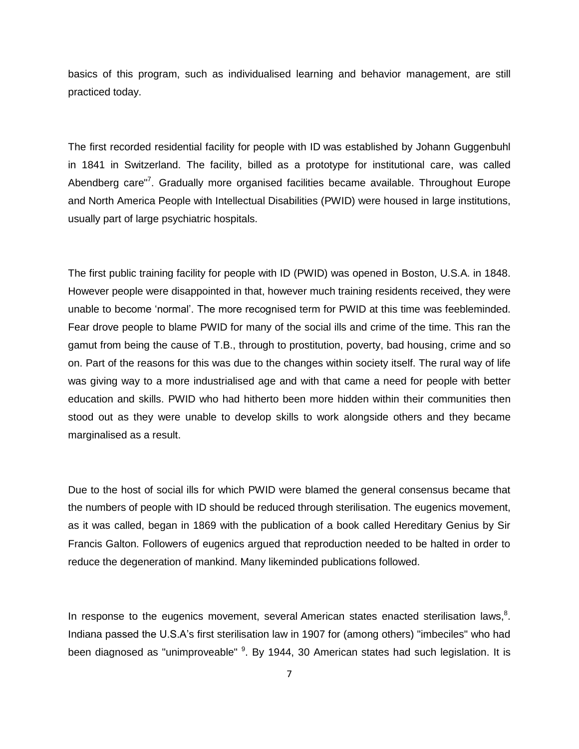basics of this program, such as individualised learning and behavior management, are still practiced today.

The first recorded residential facility for people with ID was established by Johann Guggenbuhl in 1841 in Switzerland. The facility, billed as a prototype for institutional care, was called Abendberg care"[7]. Gradually more organised facilities became available. Throughout Europe and North America People with Intellectual Disabilities (PWID) were housed in large institutions, usually part of large psychiatric hospitals.

The first public training facility for people with ID (PWID) was opened in Boston, U.S.A. in 1848. However people were disappointed in that, however much training residents received, they were unable to become 'normal'. The more recognised term for PWID at this time was feebleminded. Fear drove people to blame PWID for many of the social ills and crime of the time. This ran the gamut from being the cause of T.B., through to prostitution, poverty, bad housing, crime and so on. Part of the reasons for this was due to the changes within society itself. The rural way of life was giving way to a more industrialised age and with that came a need for people with better education and skills. PWID who had hitherto been more hidden within their communities then stood out as they were unable to develop skills to work alongside others and they became marginalised as a result.

Due to the host of social ills for which PWID were blamed the general consensus became that the numbers of people with ID should be reduced through sterilisation. The eugenics movement, as it was called, began in 1869 with the publication of a book called Hereditary Genius by Sir Francis Galton. Followers of eugenics argued that reproduction needed to be halted in order to reduce the degeneration of mankind. Many likeminded publications followed.

In response to the eugenics movement, several American states enacted sterilisation laws,[8]. Indiana passed the U.S.A's first sterilisation law in 1907 for (among others) "imbeciles" who had been diagnosed as "unimproveable" [9]. By 1944, 30 American states had such legislation. It is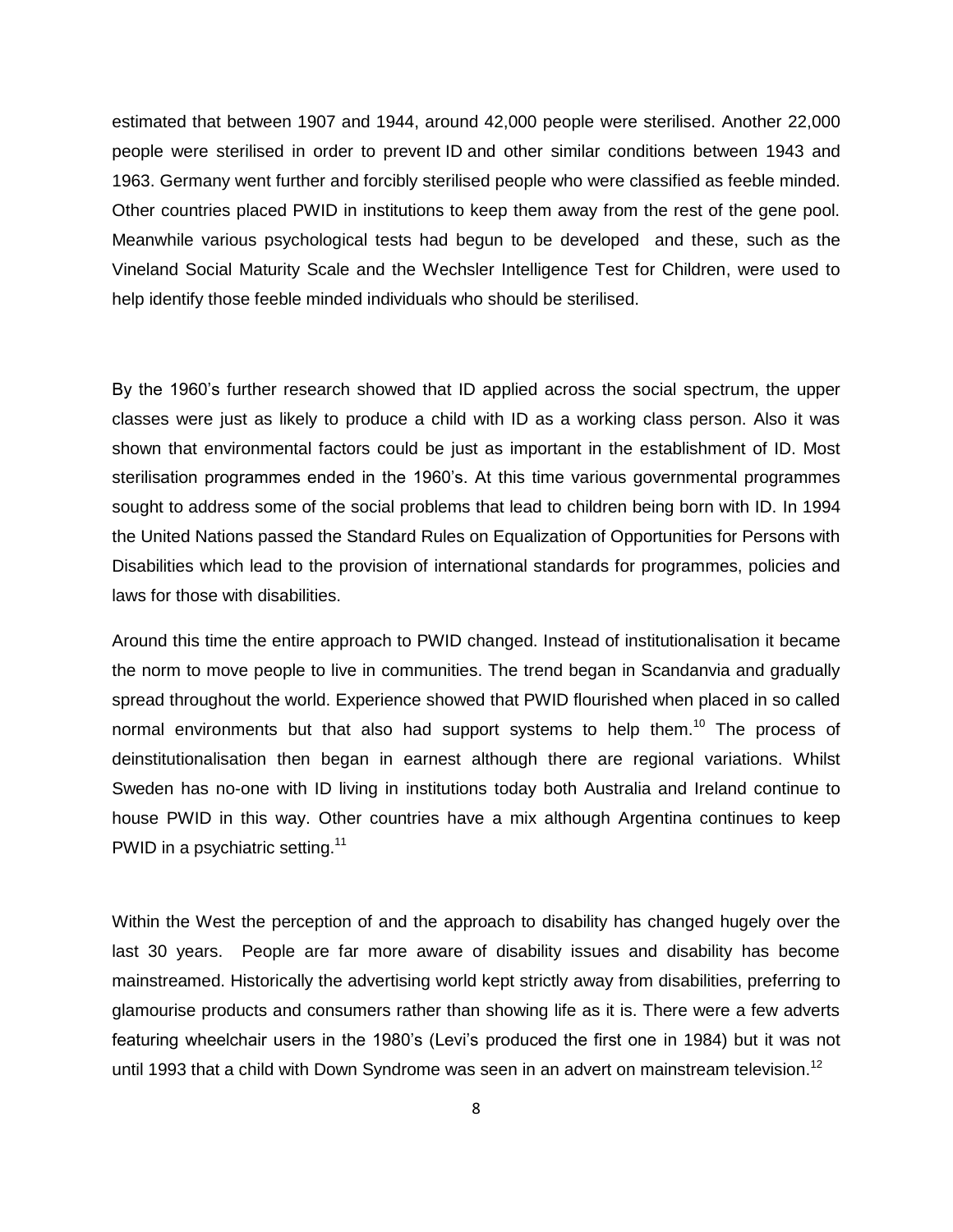estimated that between 1907 and 1944, around 42,000 people were sterilised. Another 22,000 people were sterilised in order to prevent ID and other similar conditions between 1943 and 1963. Germany went further and forcibly sterilised people who were classified as feeble minded. Other countries placed PWID in institutions to keep them away from the rest of the gene pool. Meanwhile various psychological tests had begun to be developed and these, such as the Vineland Social Maturity Scale and the Wechsler Intelligence Test for Children, were used to help identify those feeble minded individuals who should be sterilised.

By the 1960's further research showed that ID applied across the social spectrum, the upper classes were just as likely to produce a child with ID as a working class person. Also it was shown that environmental factors could be just as important in the establishment of ID. Most sterilisation programmes ended in the 1960's. At this time various governmental programmes sought to address some of the social problems that lead to children being born with ID. In 1994 the United Nations passed the Standard Rules on Equalization of Opportunities for Persons with Disabilities which lead to the provision of international standards for programmes, policies and laws for those with disabilities.

Around this time the entire approach to PWID changed. Instead of institutionalisation it became the norm to move people to live in communities. The trend began in Scandanvia and gradually spread throughout the world. Experience showed that PWID flourished when placed in so called normal environments but that also had support systems to help them.[10] The process of deinstitutionalisation then began in earnest although there are regional variations. Whilst Sweden has no-one with ID living in institutions today both Australia and Ireland continue to house PWID in this way. Other countries have a mix although Argentina continues to keep PWID in a psychiatric setting.[11]

Within the West the perception of and the approach to disability has changed hugely over the last 30 years. People are far more aware of disability issues and disability has become mainstreamed. Historically the advertising world kept strictly away from disabilities, preferring to glamourise products and consumers rather than showing life as it is. There were a few adverts featuring wheelchair users in the 1980's (Levi's produced the first one in 1984) but it was not until 1993 that a child with Down Syndrome was seen in an advert on mainstream television.[12]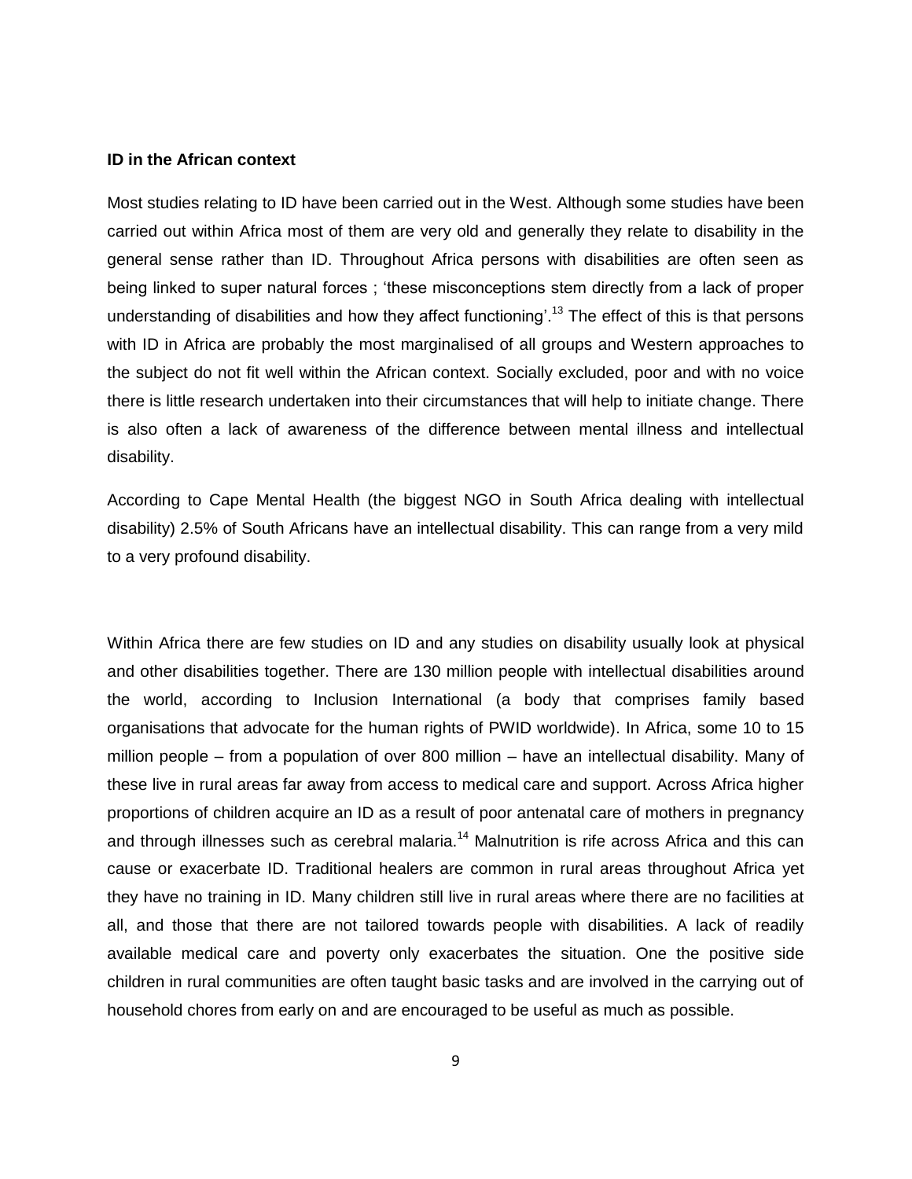**ID in the African context**

Most studies relating to ID have been carried out in the West. Although some studies have been carried out within Africa most of them are very old and generally they relate to disability in the general sense rather than ID. Throughout Africa persons with disabilities are often seen as being linked to super natural forces ; 'these misconceptions stem directly from a lack of proper understanding of disabilities and how they affect functioning'.[13] The effect of this is that persons with ID in Africa are probably the most marginalised of all groups and Western approaches to the subject do not fit well within the African context. Socially excluded, poor and with no voice there is little research undertaken into their circumstances that will help to initiate change. There is also often a lack of awareness of the difference between mental illness and intellectual disability.

According to Cape Mental Health (the biggest NGO in South Africa dealing with intellectual disability) 2.5% of South Africans have an intellectual disability. This can range from a very mild to a very profound disability.

Within Africa there are few studies on ID and any studies on disability usually look at physical and other disabilities together. There are 130 million people with intellectual disabilities around the world, according to Inclusion International (a body that comprises family based organisations that advocate for the human rights of PWID worldwide). In Africa, some 10 to 15 million people – from a population of over 800 million – have an intellectual disability. Many of these live in rural areas far away from access to medical care and support. Across Africa higher proportions of children acquire an ID as a result of poor antenatal care of mothers in pregnancy and through illnesses such as cerebral malaria.[14] Malnutrition is rife across Africa and this can cause or exacerbate ID. Traditional healers are common in rural areas throughout Africa yet they have no training in ID. Many children still live in rural areas where there are no facilities at all, and those that there are not tailored towards people with disabilities. A lack of readily available medical care and poverty only exacerbates the situation. One the positive side children in rural communities are often taught basic tasks and are involved in the carrying out of household chores from early on and are encouraged to be useful as much as possible.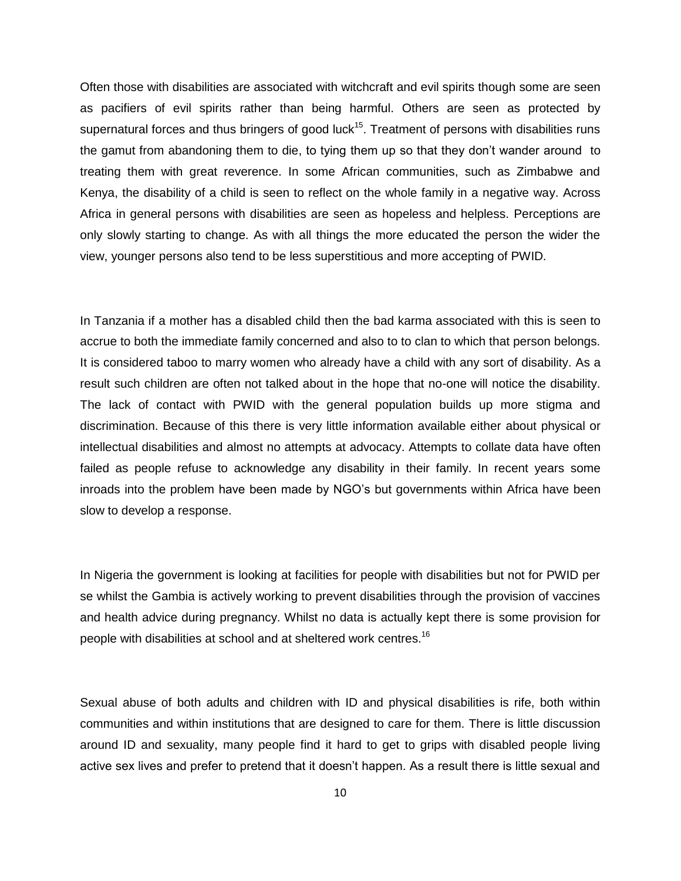Often those with disabilities are associated with witchcraft and evil spirits though some are seen as pacifiers of evil spirits rather than being harmful. Others are seen as protected by supernatural forces and thus bringers of good luck[15]. Treatment of persons with disabilities runs the gamut from abandoning them to die, to tying them up so that they don't wander around to treating them with great reverence. In some African communities, such as Zimbabwe and Kenya, the disability of a child is seen to reflect on the whole family in a negative way. Across Africa in general persons with disabilities are seen as hopeless and helpless. Perceptions are only slowly starting to change. As with all things the more educated the person the wider the view, younger persons also tend to be less superstitious and more accepting of PWID.

In Tanzania if a mother has a disabled child then the bad karma associated with this is seen to accrue to both the immediate family concerned and also to to clan to which that person belongs. It is considered taboo to marry women who already have a child with any sort of disability. As a result such children are often not talked about in the hope that no-one will notice the disability. The lack of contact with PWID with the general population builds up more stigma and discrimination. Because of this there is very little information available either about physical or intellectual disabilities and almost no attempts at advocacy. Attempts to collate data have often failed as people refuse to acknowledge any disability in their family. In recent years some inroads into the problem have been made by NGO's but governments within Africa have been slow to develop a response.

In Nigeria the government is looking at facilities for people with disabilities but not for PWID per se whilst the Gambia is actively working to prevent disabilities through the provision of vaccines and health advice during pregnancy. Whilst no data is actually kept there is some provision for people with disabilities at school and at sheltered work centres.[16]

Sexual abuse of both adults and children with ID and physical disabilities is rife, both within communities and within institutions that are designed to care for them. There is little discussion around ID and sexuality, many people find it hard to get to grips with disabled people living active sex lives and prefer to pretend that it doesn't happen. As a result there is little sexual and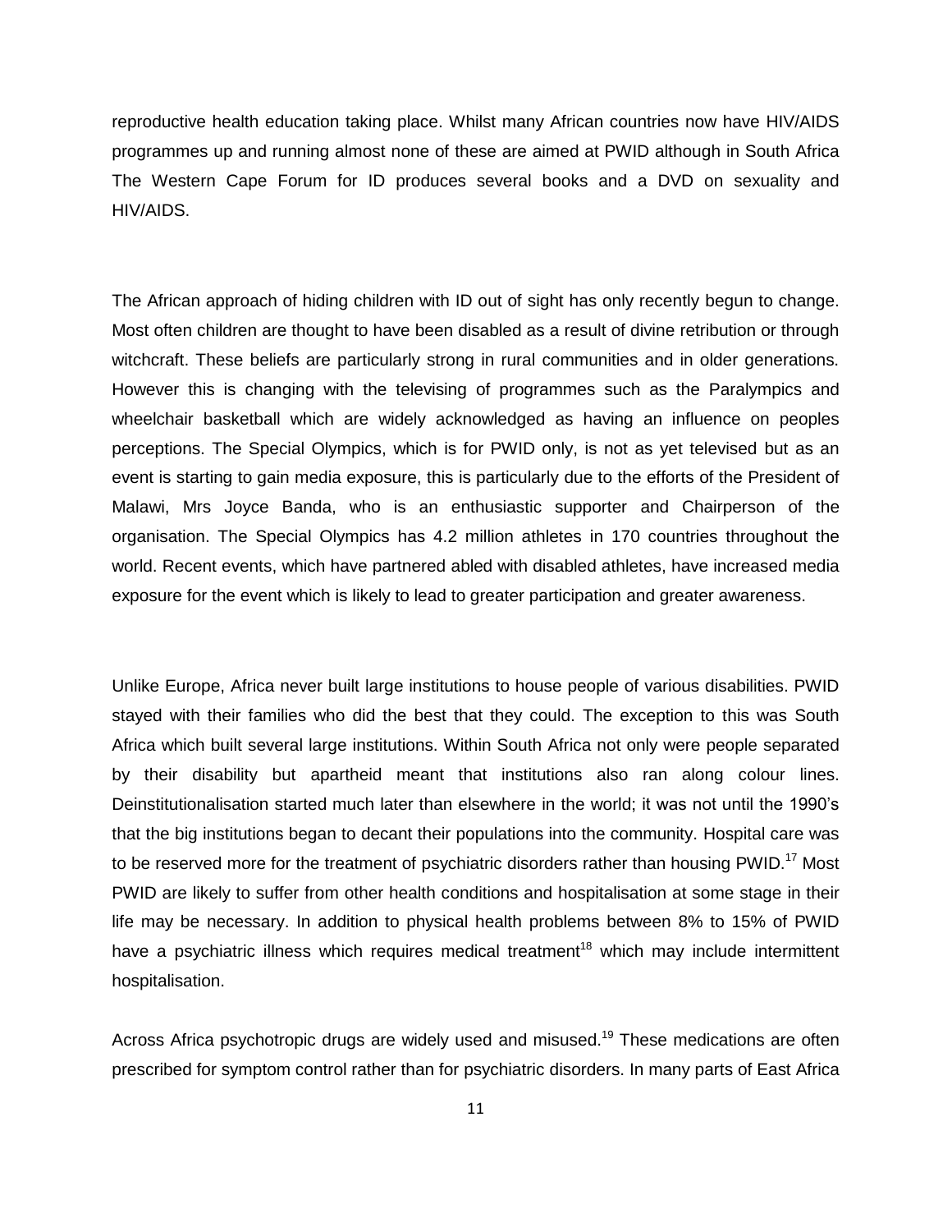reproductive health education taking place. Whilst many African countries now have HIV/AIDS programmes up and running almost none of these are aimed at PWID although in South Africa The Western Cape Forum for ID produces several books and a DVD on sexuality and HIV/AIDS.

The African approach of hiding children with ID out of sight has only recently begun to change. Most often children are thought to have been disabled as a result of divine retribution or through witchcraft. These beliefs are particularly strong in rural communities and in older generations. However this is changing with the televising of programmes such as the Paralympics and wheelchair basketball which are widely acknowledged as having an influence on peoples perceptions. The Special Olympics, which is for PWID only, is not as yet televised but as an event is starting to gain media exposure, this is particularly due to the efforts of the President of Malawi, Mrs Joyce Banda, who is an enthusiastic supporter and Chairperson of the organisation. The Special Olympics has 4.2 million athletes in 170 countries throughout the world. Recent events, which have partnered abled with disabled athletes, have increased media exposure for the event which is likely to lead to greater participation and greater awareness.

Unlike Europe, Africa never built large institutions to house people of various disabilities. PWID stayed with their families who did the best that they could. The exception to this was South Africa which built several large institutions. Within South Africa not only were people separated by their disability but apartheid meant that institutions also ran along colour lines. Deinstitutionalisation started much later than elsewhere in the world; it was not until the 1990's that the big institutions began to decant their populations into the community. Hospital care was to be reserved more for the treatment of psychiatric disorders rather than housing PWID.[17] Most PWID are likely to suffer from other health conditions and hospitalisation at some stage in their life may be necessary. In addition to physical health problems between 8% to 15% of PWID have a psychiatric illness which requires medical treatment[18] which may include intermittent hospitalisation.

Across Africa psychotropic drugs are widely used and misused.[19] These medications are often prescribed for symptom control rather than for psychiatric disorders. In many parts of East Africa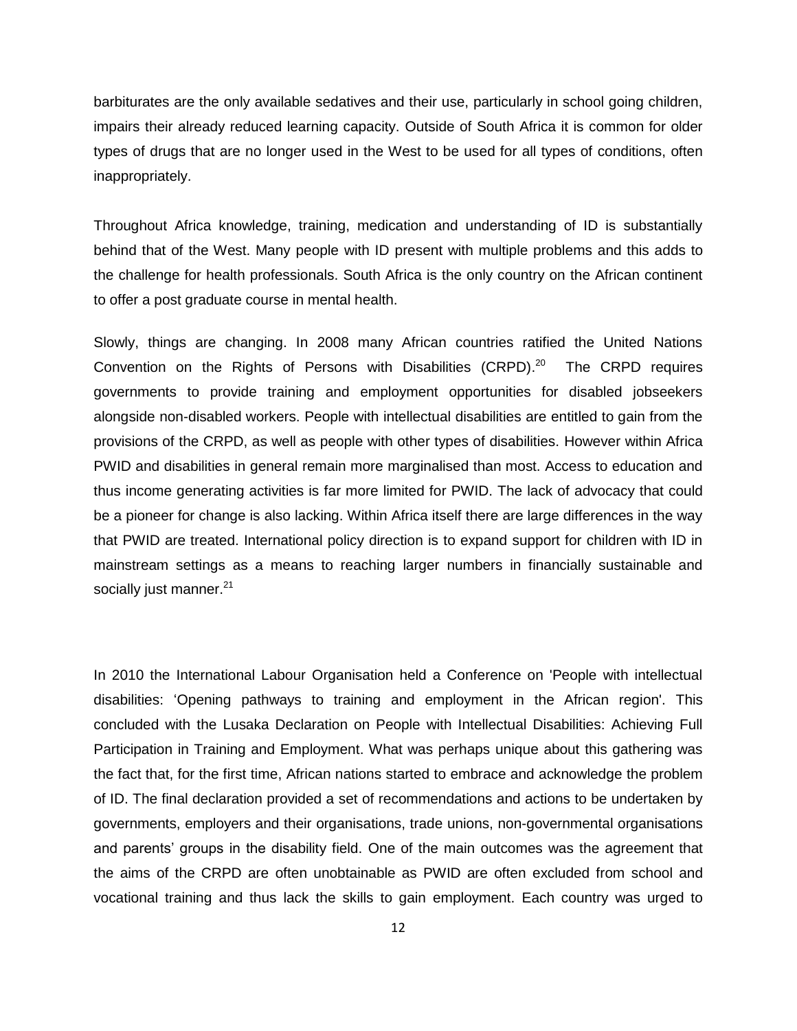barbiturates are the only available sedatives and their use, particularly in school going children, impairs their already reduced learning capacity. Outside of South Africa it is common for older types of drugs that are no longer used in the West to be used for all types of conditions, often inappropriately.

Throughout Africa knowledge, training, medication and understanding of ID is substantially behind that of the West. Many people with ID present with multiple problems and this adds to the challenge for health professionals. South Africa is the only country on the African continent to offer a post graduate course in mental health.

Slowly, things are changing. In 2008 many African countries ratified the United Nations Convention on the Rights of Persons with Disabilities (CRPD).[20] The CRPD requires governments to provide training and employment opportunities for disabled jobseekers alongside non-disabled workers. People with intellectual disabilities are entitled to gain from the provisions of the CRPD, as well as people with other types of disabilities. However within Africa PWID and disabilities in general remain more marginalised than most. Access to education and thus income generating activities is far more limited for PWID. The lack of advocacy that could be a pioneer for change is also lacking. Within Africa itself there are large differences in the way that PWID are treated. International policy direction is to expand support for children with ID in mainstream settings as a means to reaching larger numbers in financially sustainable and socially just manner.[21]

In 2010 the International Labour Organisation held a Conference on 'People with intellectual disabilities: 'Opening pathways to training and employment in the African region'. This concluded with the Lusaka Declaration on People with Intellectual Disabilities: Achieving Full Participation in Training and Employment. What was perhaps unique about this gathering was the fact that, for the first time, African nations started to embrace and acknowledge the problem of ID. The final declaration provided a set of recommendations and actions to be undertaken by governments, employers and their organisations, trade unions, non-governmental organisations and parents' groups in the disability field. One of the main outcomes was the agreement that the aims of the CRPD are often unobtainable as PWID are often excluded from school and vocational training and thus lack the skills to gain employment. Each country was urged to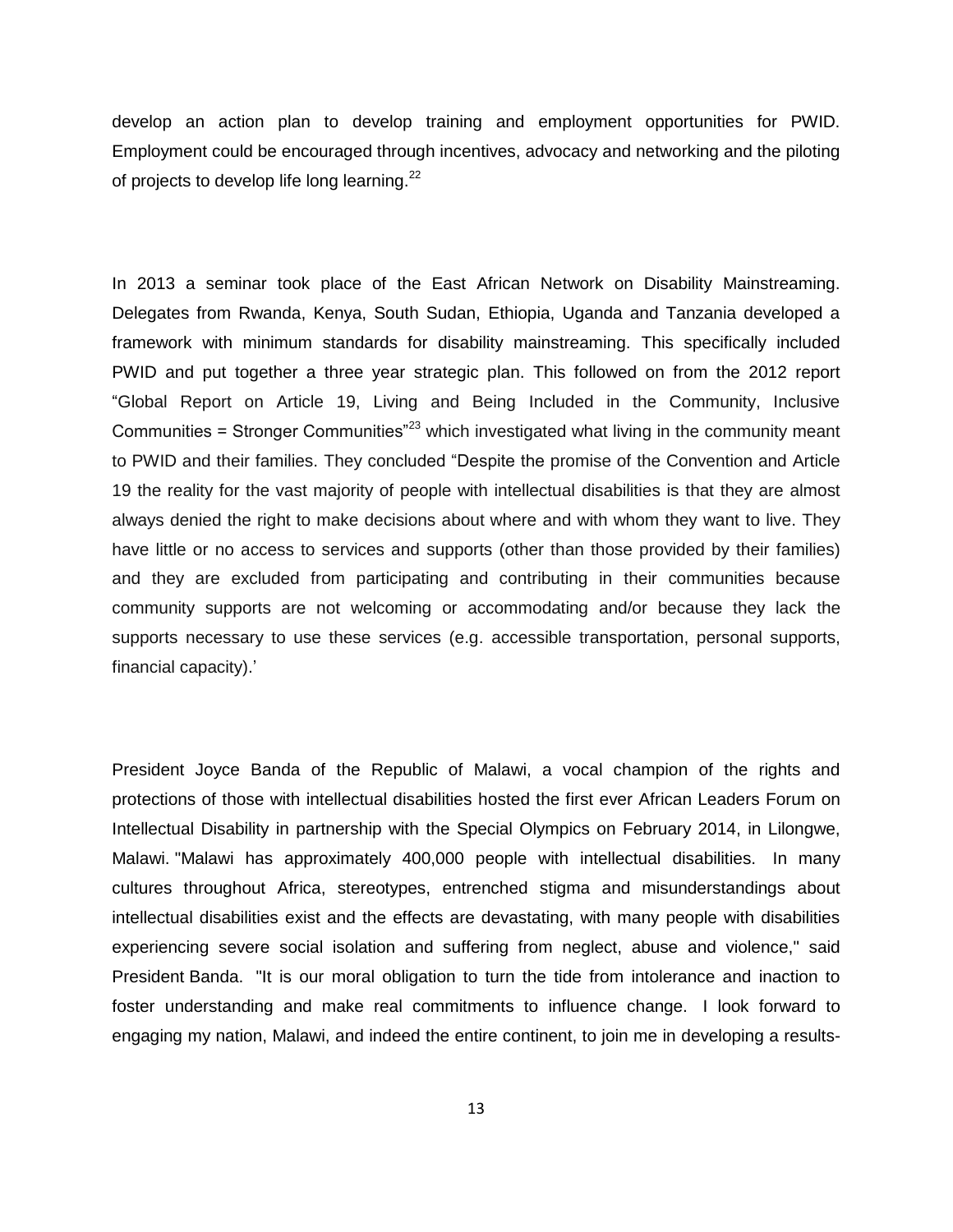develop an action plan to develop training and employment opportunities for PWID. Employment could be encouraged through incentives, advocacy and networking and the piloting of projects to develop life long learning.[22]

In 2013 a seminar took place of the East African Network on Disability Mainstreaming. Delegates from Rwanda, Kenya, South Sudan, Ethiopia, Uganda and Tanzania developed a framework with minimum standards for disability mainstreaming. This specifically included PWID and put together a three year strategic plan. This followed on from the 2012 report "Global Report on Article 19, Living and Being Included in the Community, Inclusive Communities = Stronger Communities"[23] which investigated what living in the community meant to PWID and their families. They concluded "Despite the promise of the Convention and Article 19 the reality for the vast majority of people with intellectual disabilities is that they are almost always denied the right to make decisions about where and with whom they want to live. They have little or no access to services and supports (other than those provided by their families) and they are excluded from participating and contributing in their communities because community supports are not welcoming or accommodating and/or because they lack the supports necessary to use these services (e.g. accessible transportation, personal supports, financial capacity).'

President Joyce Banda of the Republic of Malawi, a vocal champion of the rights and protections of those with intellectual disabilities hosted the first ever African Leaders Forum on Intellectual Disability in partnership with the Special Olympics on February 2014, in Lilongwe, Malawi. "Malawi has approximately 400,000 people with intellectual disabilities. In many cultures throughout Africa, stereotypes, entrenched stigma and misunderstandings about intellectual disabilities exist and the effects are devastating, with many people with disabilities experiencing severe social isolation and suffering from neglect, abuse and violence," said President Banda. "It is our moral obligation to turn the tide from intolerance and inaction to foster understanding and make real commitments to influence change. I look forward to engaging my nation, Malawi, and indeed the entire continent, to join me in developing a results-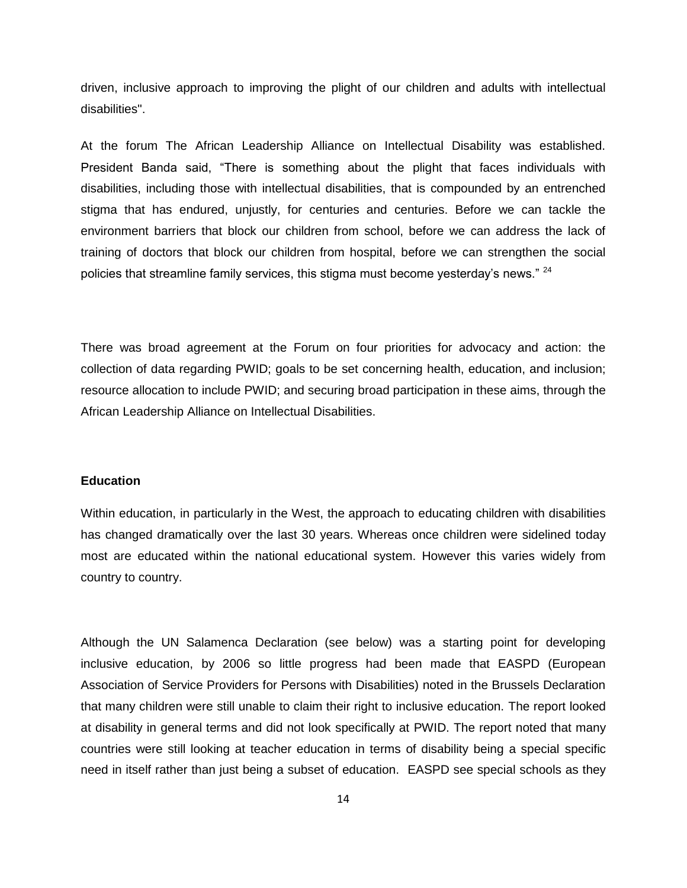driven, inclusive approach to improving the plight of our children and adults with intellectual disabilities".

At the forum The African Leadership Alliance on Intellectual Disability was established. President Banda said, "There is something about the plight that faces individuals with disabilities, including those with intellectual disabilities, that is compounded by an entrenched stigma that has endured, unjustly, for centuries and centuries. Before we can tackle the environment barriers that block our children from school, before we can address the lack of training of doctors that block our children from hospital, before we can strengthen the social policies that streamline family services, this stigma must become yesterday's news." [24]

There was broad agreement at the Forum on four priorities for advocacy and action: the collection of data regarding PWID; goals to be set concerning health, education, and inclusion; resource allocation to include PWID; and securing broad participation in these aims, through the African Leadership Alliance on Intellectual Disabilities.

**Education**

Within education, in particularly in the West, the approach to educating children with disabilities has changed dramatically over the last 30 years. Whereas once children were sidelined today most are educated within the national educational system. However this varies widely from country to country.

Although the UN Salamenca Declaration (see below) was a starting point for developing inclusive education, by 2006 so little progress had been made that EASPD (European Association of Service Providers for Persons with Disabilities) noted in the Brussels Declaration that many children were still unable to claim their right to inclusive education. The report looked at disability in general terms and did not look specifically at PWID. The report noted that many countries were still looking at teacher education in terms of disability being a special specific need in itself rather than just being a subset of education. EASPD see special schools as they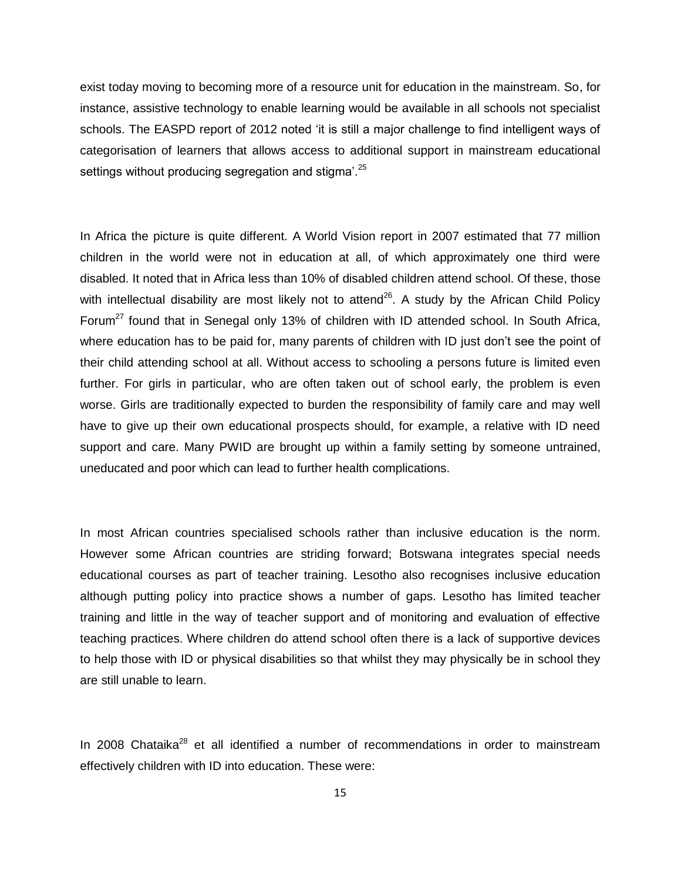exist today moving to becoming more of a resource unit for education in the mainstream. So, for instance, assistive technology to enable learning would be available in all schools not specialist schools. The EASPD report of 2012 noted 'it is still a major challenge to find intelligent ways of categorisation of learners that allows access to additional support in mainstream educational settings without producing segregation and stigma'.[25]

In Africa the picture is quite different. A World Vision report in 2007 estimated that 77 million children in the world were not in education at all, of which approximately one third were disabled. It noted that in Africa less than 10% of disabled children attend school. Of these, those with intellectual disability are most likely not to attend[26]. A study by the African Child Policy Forum[27] found that in Senegal only 13% of children with ID attended school. In South Africa, where education has to be paid for, many parents of children with ID just don't see the point of their child attending school at all. Without access to schooling a persons future is limited even further. For girls in particular, who are often taken out of school early, the problem is even worse. Girls are traditionally expected to burden the responsibility of family care and may well have to give up their own educational prospects should, for example, a relative with ID need support and care. Many PWID are brought up within a family setting by someone untrained, uneducated and poor which can lead to further health complications.

In most African countries specialised schools rather than inclusive education is the norm. However some African countries are striding forward; Botswana integrates special needs educational courses as part of teacher training. Lesotho also recognises inclusive education although putting policy into practice shows a number of gaps. Lesotho has limited teacher training and little in the way of teacher support and of monitoring and evaluation of effective teaching practices. Where children do attend school often there is a lack of supportive devices to help those with ID or physical disabilities so that whilst they may physically be in school they are still unable to learn.

In 2008 Chataika[28] et all identified a number of recommendations in order to mainstream effectively children with ID into education. These were: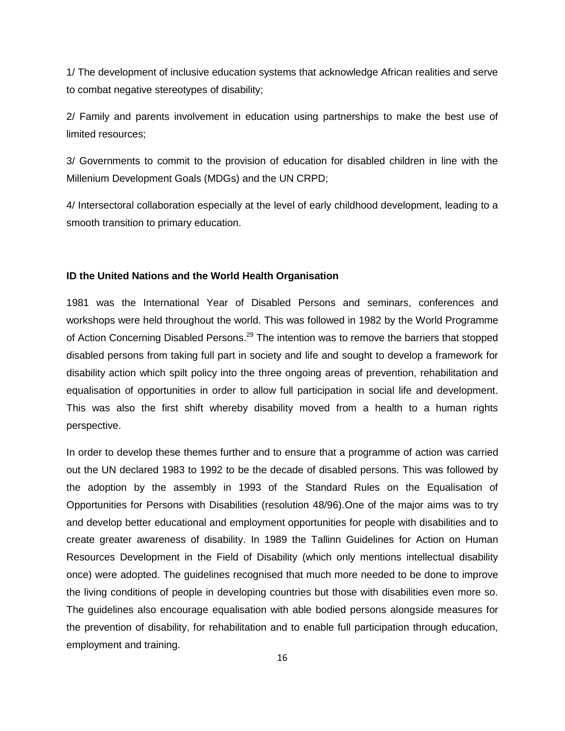1/ The development of inclusive education systems that acknowledge African realities and serve to combat negative stereotypes of disability;

2/ Family and parents involvement in education using partnerships to make the best use of limited resources;

3/ Governments to commit to the provision of education for disabled children in line with the Millenium Development Goals (MDGs) and the UN CRPD;

4/ Intersectoral collaboration especially at the level of early childhood development, leading to a smooth transition to primary education.

**ID the United Nations and the World Health Organisation**

1981 was the International Year of Disabled Persons and seminars, conferences and workshops were held throughout the world. This was followed in 1982 by the World Programme of Action Concerning Disabled Persons.[29] The intention was to remove the barriers that stopped disabled persons from taking full part in society and life and sought to develop a framework for disability action which spilt policy into the three ongoing areas of prevention, rehabilitation and equalisation of opportunities in order to allow full participation in social life and development. This was also the first shift whereby disability moved from a health to a human rights perspective.

In order to develop these themes further and to ensure that a programme of action was carried out the UN declared 1983 to 1992 to be the decade of disabled persons. This was followed by the adoption by the assembly in 1993 of the Standard Rules on the Equalisation of Opportunities for Persons with Disabilities (resolution 48/96).One of the major aims was to try and develop better educational and employment opportunities for people with disabilities and to create greater awareness of disability. In 1989 the Tallinn Guidelines for Action on Human Resources Development in the Field of Disability (which only mentions intellectual disability once) were adopted. The guidelines recognised that much more needed to be done to improve the living conditions of people in developing countries but those with disabilities even more so. The guidelines also encourage equalisation with able bodied persons alongside measures for the prevention of disability, for rehabilitation and to enable full participation through education, employment and training.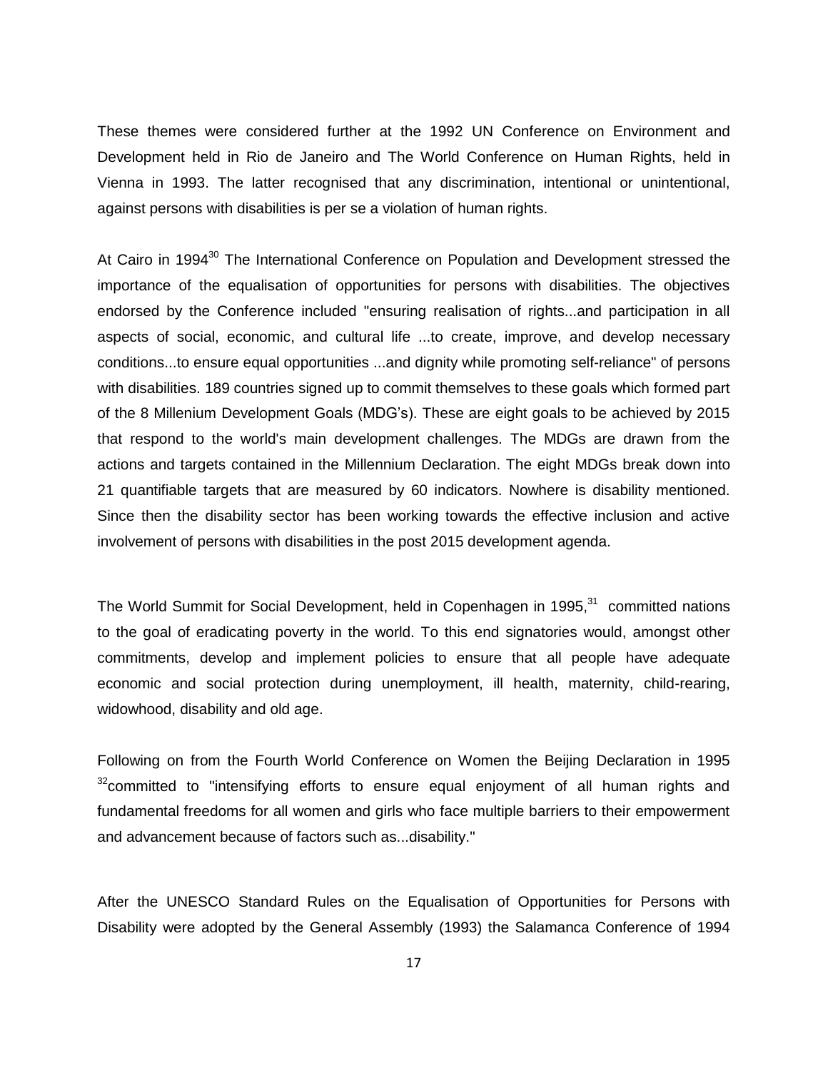These themes were considered further at the 1992 UN Conference on Environment and Development held in Rio de Janeiro and The World Conference on Human Rights, held in Vienna in 1993. The latter recognised that any discrimination, intentional or unintentional, against persons with disabilities is per se a violation of human rights.

At Cairo in 1994[30] The International Conference on Population and Development stressed the importance of the equalisation of opportunities for persons with disabilities. The objectives endorsed by the Conference included "ensuring realisation of rights...and participation in all aspects of social, economic, and cultural life ...to create, improve, and develop necessary conditions...to ensure equal opportunities ...and dignity while promoting self-reliance" of persons with disabilities. 189 countries signed up to commit themselves to these goals which formed part of the 8 Millenium Development Goals (MDG's). These are eight goals to be achieved by 2015 that respond to the world's main development challenges. The MDGs are drawn from the actions and targets contained in the Millennium Declaration. The eight MDGs break down into 21 quantifiable targets that are measured by 60 indicators. Nowhere is disability mentioned. Since then the disability sector has been working towards the effective inclusion and active involvement of persons with disabilities in the post 2015 development agenda.

The World Summit for Social Development, held in Copenhagen in 1995,[31] committed nations to the goal of eradicating poverty in the world. To this end signatories would, amongst other commitments, develop and implement policies to ensure that all people have adequate economic and social protection during unemployment, ill health, maternity, child-rearing, widowhood, disability and old age.

Following on from the Fourth World Conference on Women the Beijing Declaration in 1995 [32]committed to "intensifying efforts to ensure equal enjoyment of all human rights and fundamental freedoms for all women and girls who face multiple barriers to their empowerment and advancement because of factors such as...disability."

After the UNESCO Standard Rules on the Equalisation of Opportunities for Persons with Disability were adopted by the General Assembly (1993) the Salamanca Conference of 1994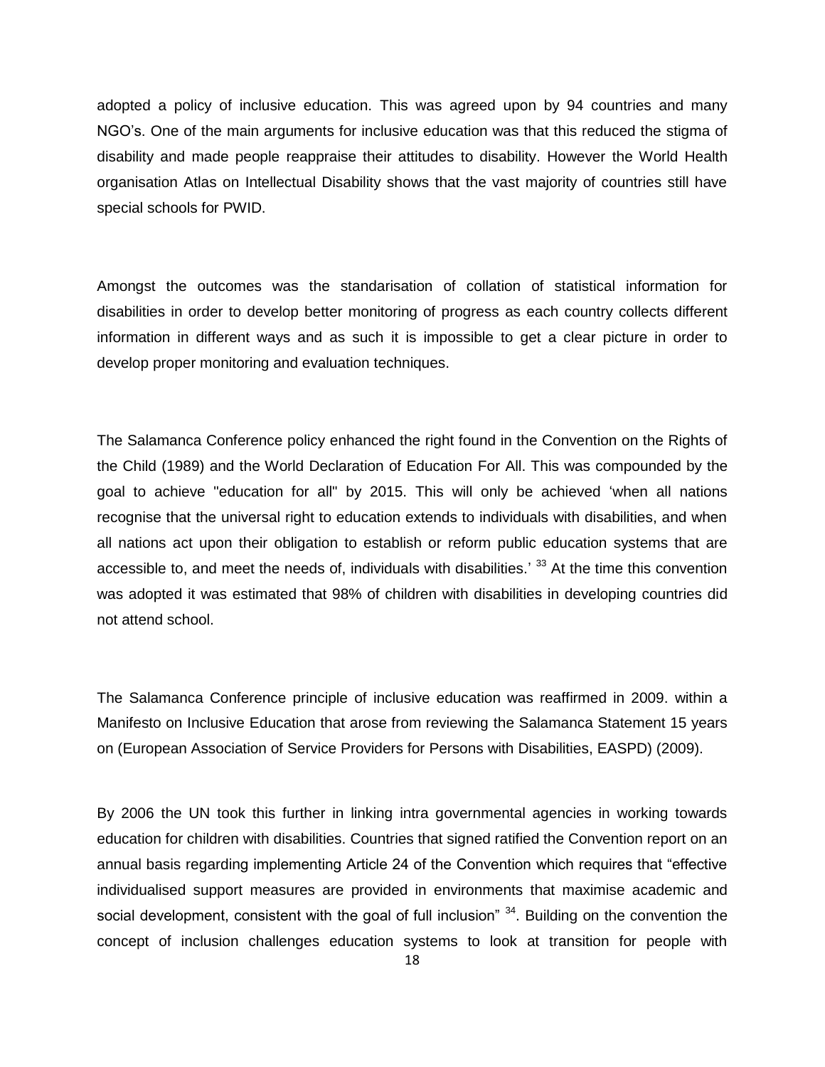adopted a policy of inclusive education. This was agreed upon by 94 countries and many NGO's. One of the main arguments for inclusive education was that this reduced the stigma of disability and made people reappraise their attitudes to disability. However the World Health organisation Atlas on Intellectual Disability shows that the vast majority of countries still have special schools for PWID.

Amongst the outcomes was the standarisation of collation of statistical information for disabilities in order to develop better monitoring of progress as each country collects different information in different ways and as such it is impossible to get a clear picture in order to develop proper monitoring and evaluation techniques.

The Salamanca Conference policy enhanced the right found in the Convention on the Rights of the Child (1989) and the World Declaration of Education For All. This was compounded by the goal to achieve "education for all" by 2015. This will only be achieved 'when all nations recognise that the universal right to education extends to individuals with disabilities, and when all nations act upon their obligation to establish or reform public education systems that are accessible to, and meet the needs of, individuals with disabilities.' [33] At the time this convention was adopted it was estimated that 98% of children with disabilities in developing countries did not attend school.

The Salamanca Conference principle of inclusive education was reaffirmed in 2009. within a Manifesto on Inclusive Education that arose from reviewing the Salamanca Statement 15 years on (European Association of Service Providers for Persons with Disabilities, EASPD) (2009).

By 2006 the UN took this further in linking intra governmental agencies in working towards education for children with disabilities. Countries that signed ratified the Convention report on an annual basis regarding implementing Article 24 of the Convention which requires that "effective individualised support measures are provided in environments that maximise academic and social development, consistent with the goal of full inclusion" [34]. Building on the convention the concept of inclusion challenges education systems to look at transition for people with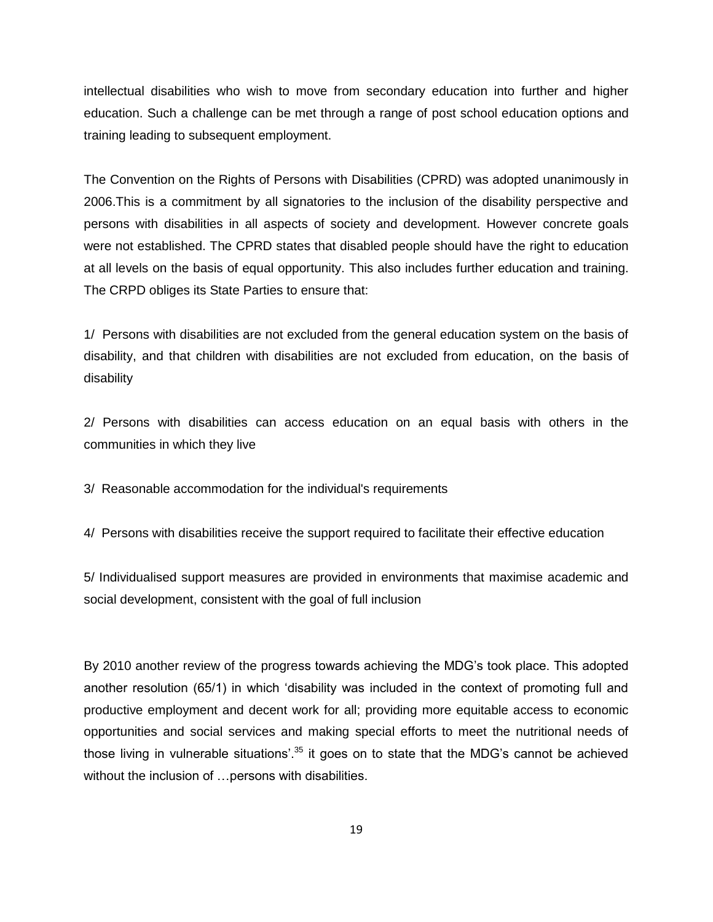intellectual disabilities who wish to move from secondary education into further and higher education. Such a challenge can be met through a range of post school education options and training leading to subsequent employment.

The Convention on the Rights of Persons with Disabilities (CPRD) was adopted unanimously in 2006.This is a commitment by all signatories to the inclusion of the disability perspective and persons with disabilities in all aspects of society and development. However concrete goals were not established. The CPRD states that disabled people should have the right to education at all levels on the basis of equal opportunity. This also includes further education and training. The CRPD obliges its State Parties to ensure that:

1/ Persons with disabilities are not excluded from the general education system on the basis of disability, and that children with disabilities are not excluded from education, on the basis of disability

2/ Persons with disabilities can access education on an equal basis with others in the communities in which they live

3/ Reasonable accommodation for the individual's requirements

4/ Persons with disabilities receive the support required to facilitate their effective education

5/ Individualised support measures are provided in environments that maximise academic and social development, consistent with the goal of full inclusion

By 2010 another review of the progress towards achieving the MDG's took place. This adopted another resolution (65/1) in which 'disability was included in the context of promoting full and productive employment and decent work for all; providing more equitable access to economic opportunities and social services and making special efforts to meet the nutritional needs of those living in vulnerable situations'.[35] it goes on to state that the MDG's cannot be achieved without the inclusion of …persons with disabilities.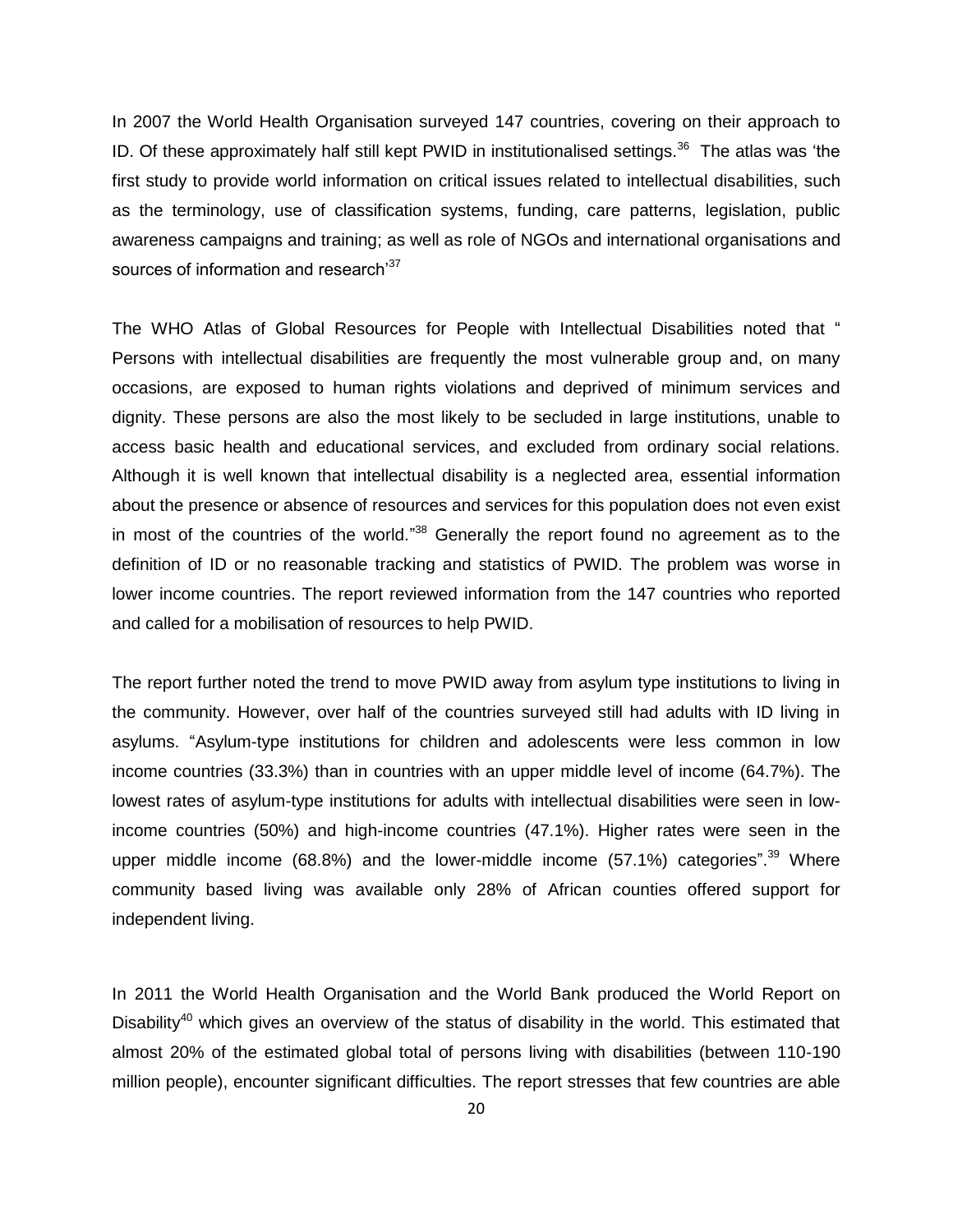In 2007 the World Health Organisation surveyed 147 countries, covering on their approach to ID. Of these approximately half still kept PWID in institutionalised settings.[36] The atlas was 'the first study to provide world information on critical issues related to intellectual disabilities, such as the terminology, use of classification systems, funding, care patterns, legislation, public awareness campaigns and training; as well as role of NGOs and international organisations and sources of information and research'[37]

The WHO Atlas of Global Resources for People with Intellectual Disabilities noted that " Persons with intellectual disabilities are frequently the most vulnerable group and, on many occasions, are exposed to human rights violations and deprived of minimum services and dignity. These persons are also the most likely to be secluded in large institutions, unable to access basic health and educational services, and excluded from ordinary social relations. Although it is well known that intellectual disability is a neglected area, essential information about the presence or absence of resources and services for this population does not even exist in most of the countries of the world."[38] Generally the report found no agreement as to the definition of ID or no reasonable tracking and statistics of PWID. The problem was worse in lower income countries. The report reviewed information from the 147 countries who reported and called for a mobilisation of resources to help PWID.

The report further noted the trend to move PWID away from asylum type institutions to living in the community. However, over half of the countries surveyed still had adults with ID living in asylums. "Asylum-type institutions for children and adolescents were less common in low income countries (33.3%) than in countries with an upper middle level of income (64.7%). The lowest rates of asylum-type institutions for adults with intellectual disabilities were seen in low-income countries (50%) and high-income countries (47.1%). Higher rates were seen in the upper middle income (68.8%) and the lower-middle income (57.1%) categories".[39] Where community based living was available only 28% of African counties offered support for independent living.

In 2011 the World Health Organisation and the World Bank produced the World Report on Disability[40] which gives an overview of the status of disability in the world. This estimated that almost 20% of the estimated global total of persons living with disabilities (between 110-190 million people), encounter significant difficulties. The report stresses that few countries are able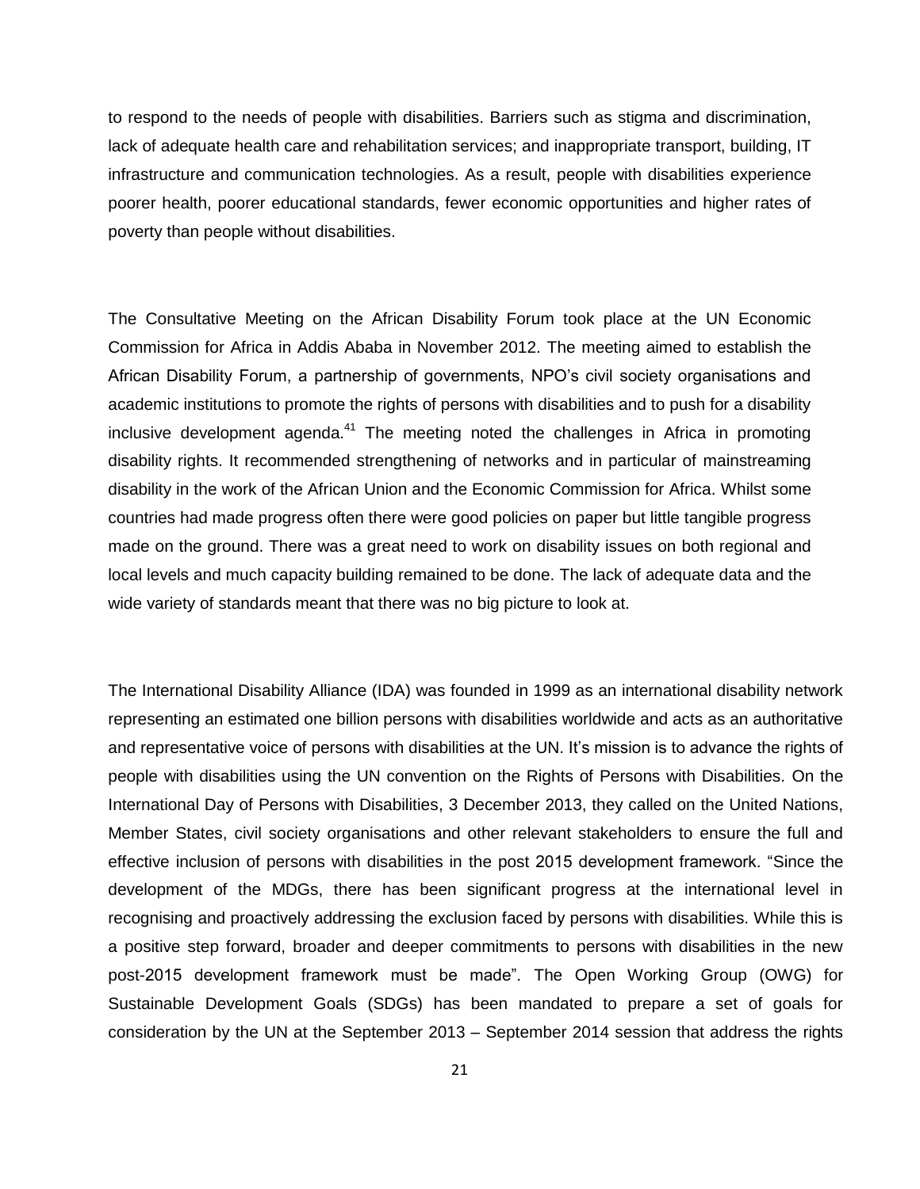to respond to the needs of people with disabilities. Barriers such as stigma and discrimination, lack of adequate health care and rehabilitation services; and inappropriate transport, building, IT infrastructure and communication technologies. As a result, people with disabilities experience poorer health, poorer educational standards, fewer economic opportunities and higher rates of poverty than people without disabilities.

The Consultative Meeting on the African Disability Forum took place at the UN Economic Commission for Africa in Addis Ababa in November 2012. The meeting aimed to establish the African Disability Forum, a partnership of governments, NPO's civil society organisations and academic institutions to promote the rights of persons with disabilities and to push for a disability inclusive development agenda.[41] The meeting noted the challenges in Africa in promoting disability rights. It recommended strengthening of networks and in particular of mainstreaming disability in the work of the African Union and the Economic Commission for Africa. Whilst some countries had made progress often there were good policies on paper but little tangible progress made on the ground. There was a great need to work on disability issues on both regional and local levels and much capacity building remained to be done. The lack of adequate data and the wide variety of standards meant that there was no big picture to look at.

The International Disability Alliance (IDA) was founded in 1999 as an international disability network representing an estimated one billion persons with disabilities worldwide and acts as an authoritative and representative voice of persons with disabilities at the UN. It's mission is to advance the rights of people with disabilities using the UN convention on the Rights of Persons with Disabilities. On the International Day of Persons with Disabilities, 3 December 2013, they called on the United Nations, Member States, civil society organisations and other relevant stakeholders to ensure the full and effective inclusion of persons with disabilities in the post 2015 development framework. "Since the development of the MDGs, there has been significant progress at the international level in recognising and proactively addressing the exclusion faced by persons with disabilities. While this is a positive step forward, broader and deeper commitments to persons with disabilities in the new post-2015 development framework must be made". The Open Working Group (OWG) for Sustainable Development Goals (SDGs) has been mandated to prepare a set of goals for consideration by the UN at the September 2013 – September 2014 session that address the rights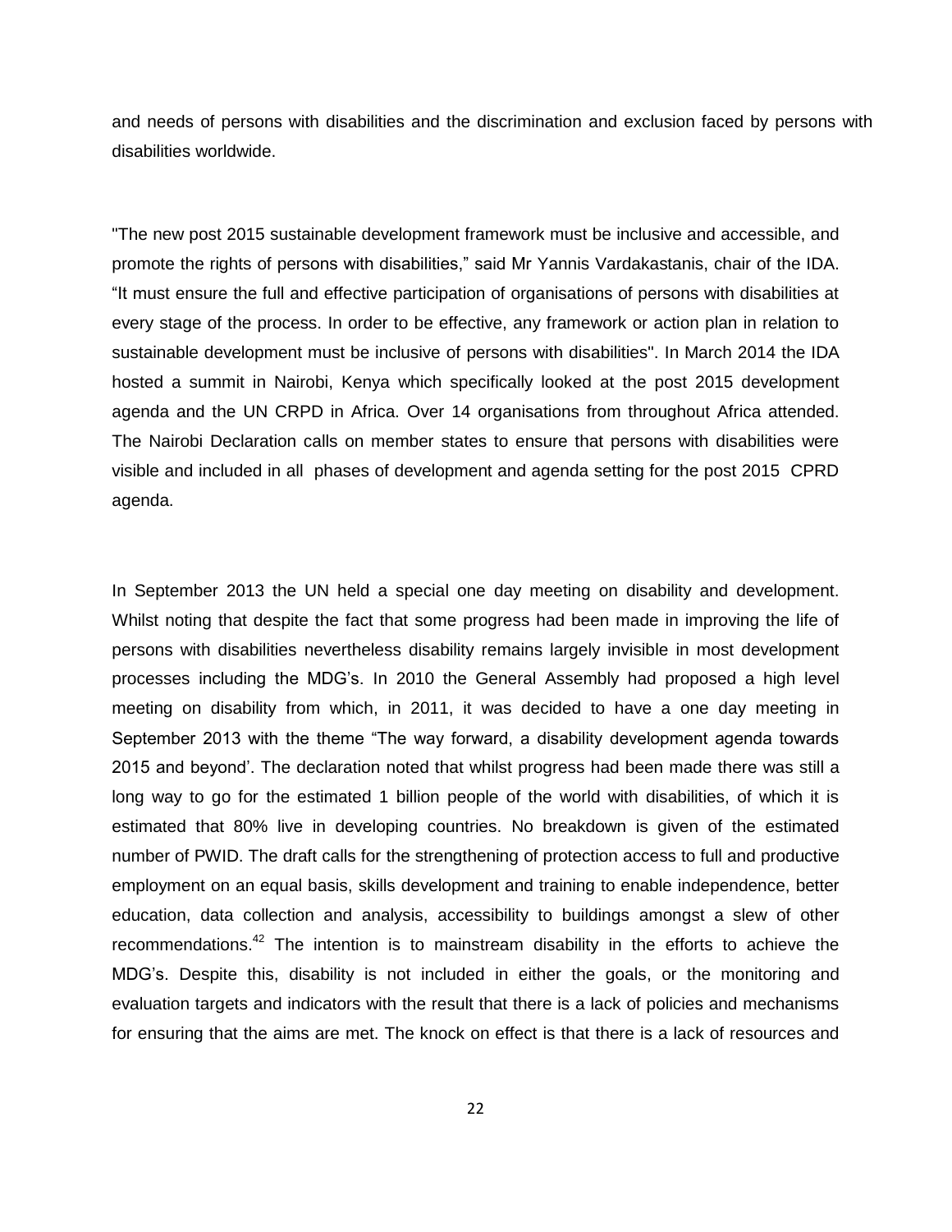and needs of persons with disabilities and the discrimination and exclusion faced by persons with disabilities worldwide.

"The new post 2015 sustainable development framework must be inclusive and accessible, and promote the rights of persons with disabilities," said Mr Yannis Vardakastanis, chair of the IDA. "It must ensure the full and effective participation of organisations of persons with disabilities at every stage of the process. In order to be effective, any framework or action plan in relation to sustainable development must be inclusive of persons with disabilities". In March 2014 the IDA hosted a summit in Nairobi, Kenya which specifically looked at the post 2015 development agenda and the UN CRPD in Africa. Over 14 organisations from throughout Africa attended. The Nairobi Declaration calls on member states to ensure that persons with disabilities were visible and included in all phases of development and agenda setting for the post 2015 CPRD agenda.

In September 2013 the UN held a special one day meeting on disability and development. Whilst noting that despite the fact that some progress had been made in improving the life of persons with disabilities nevertheless disability remains largely invisible in most development processes including the MDG's. In 2010 the General Assembly had proposed a high level meeting on disability from which, in 2011, it was decided to have a one day meeting in September 2013 with the theme "The way forward, a disability development agenda towards 2015 and beyond'. The declaration noted that whilst progress had been made there was still a long way to go for the estimated 1 billion people of the world with disabilities, of which it is estimated that 80% live in developing countries. No breakdown is given of the estimated number of PWID. The draft calls for the strengthening of protection access to full and productive employment on an equal basis, skills development and training to enable independence, better education, data collection and analysis, accessibility to buildings amongst a slew of other recommendations.[42] The intention is to mainstream disability in the efforts to achieve the MDG's. Despite this, disability is not included in either the goals, or the monitoring and evaluation targets and indicators with the result that there is a lack of policies and mechanisms for ensuring that the aims are met. The knock on effect is that there is a lack of resources and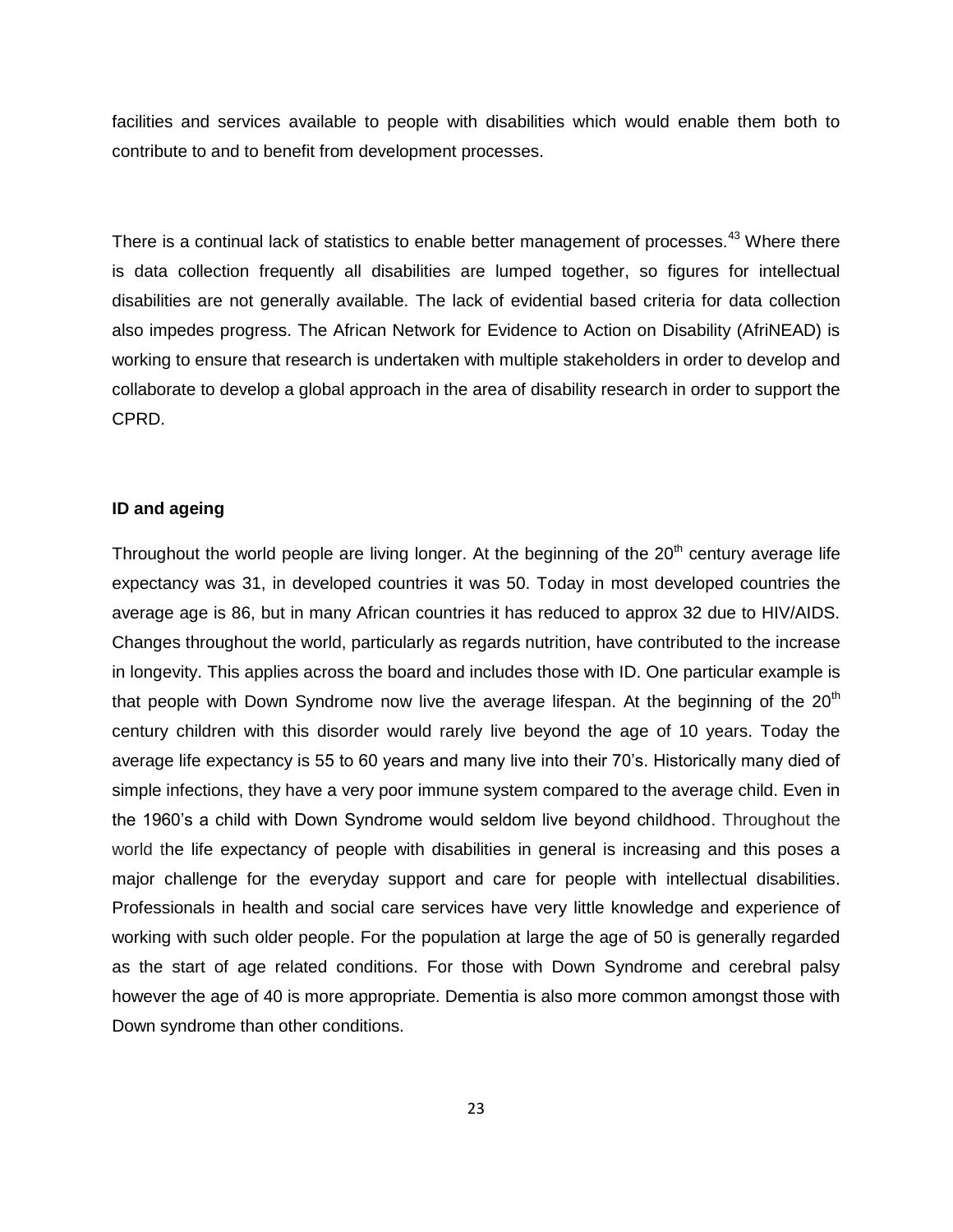facilities and services available to people with disabilities which would enable them both to contribute to and to benefit from development processes.

There is a continual lack of statistics to enable better management of processes.[43] Where there is data collection frequently all disabilities are lumped together, so figures for intellectual disabilities are not generally available. The lack of evidential based criteria for data collection also impedes progress. The African Network for Evidence to Action on Disability (AfriNEAD) is working to ensure that research is undertaken with multiple stakeholders in order to develop and collaborate to develop a global approach in the area of disability research in order to support the CPRD.

**ID and ageing**

Throughout the world people are living longer. At the beginning of the 20th century average life expectancy was 31, in developed countries it was 50. Today in most developed countries the average age is 86, but in many African countries it has reduced to approx 32 due to HIV/AIDS. Changes throughout the world, particularly as regards nutrition, have contributed to the increase in longevity. This applies across the board and includes those with ID. One particular example is that people with Down Syndrome now live the average lifespan. At the beginning of the 20th century children with this disorder would rarely live beyond the age of 10 years. Today the average life expectancy is 55 to 60 years and many live into their 70's. Historically many died of simple infections, they have a very poor immune system compared to the average child. Even in the 1960's a child with Down Syndrome would seldom live beyond childhood. Throughout the world the life expectancy of people with disabilities in general is increasing and this poses a major challenge for the everyday support and care for people with intellectual disabilities. Professionals in health and social care services have very little knowledge and experience of working with such older people. For the population at large the age of 50 is generally regarded as the start of age related conditions. For those with Down Syndrome and cerebral palsy however the age of 40 is more appropriate. Dementia is also more common amongst those with Down syndrome than other conditions.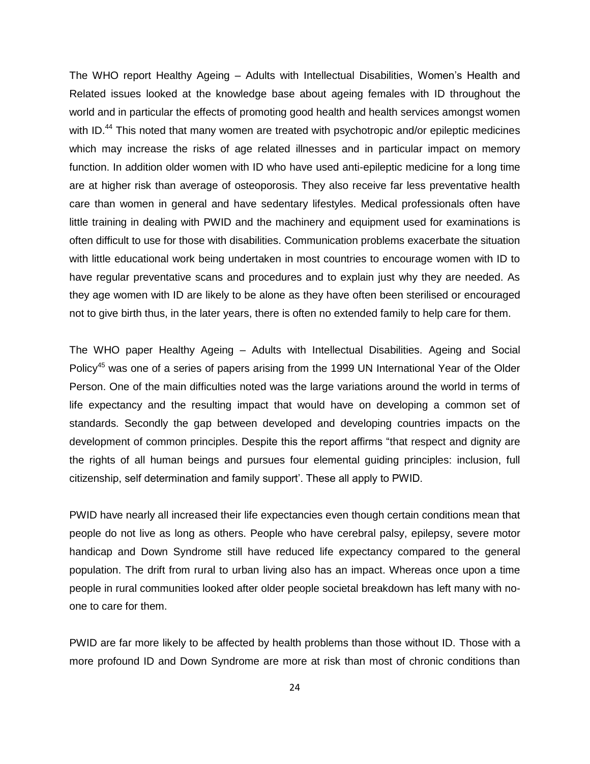The WHO report Healthy Ageing – Adults with Intellectual Disabilities, Women's Health and Related issues looked at the knowledge base about ageing females with ID throughout the world and in particular the effects of promoting good health and health services amongst women with ID.[44] This noted that many women are treated with psychotropic and/or epileptic medicines which may increase the risks of age related illnesses and in particular impact on memory function. In addition older women with ID who have used anti-epileptic medicine for a long time are at higher risk than average of osteoporosis. They also receive far less preventative health care than women in general and have sedentary lifestyles. Medical professionals often have little training in dealing with PWID and the machinery and equipment used for examinations is often difficult to use for those with disabilities. Communication problems exacerbate the situation with little educational work being undertaken in most countries to encourage women with ID to have regular preventative scans and procedures and to explain just why they are needed. As they age women with ID are likely to be alone as they have often been sterilised or encouraged not to give birth thus, in the later years, there is often no extended family to help care for them.

The WHO paper Healthy Ageing – Adults with Intellectual Disabilities. Ageing and Social Policy[45] was one of a series of papers arising from the 1999 UN International Year of the Older Person. One of the main difficulties noted was the large variations around the world in terms of life expectancy and the resulting impact that would have on developing a common set of standards. Secondly the gap between developed and developing countries impacts on the development of common principles. Despite this the report affirms "that respect and dignity are the rights of all human beings and pursues four elemental guiding principles: inclusion, full citizenship, self determination and family support'. These all apply to PWID.

PWID have nearly all increased their life expectancies even though certain conditions mean that people do not live as long as others. People who have cerebral palsy, epilepsy, severe motor handicap and Down Syndrome still have reduced life expectancy compared to the general population. The drift from rural to urban living also has an impact. Whereas once upon a time people in rural communities looked after older people societal breakdown has left many with no-one to care for them.

PWID are far more likely to be affected by health problems than those without ID. Those with a more profound ID and Down Syndrome are more at risk than most of chronic conditions than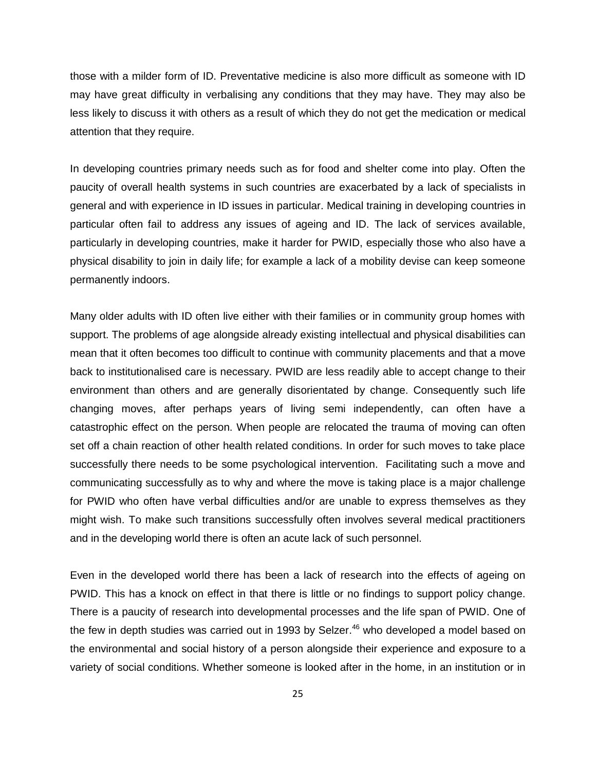those with a milder form of ID. Preventative medicine is also more difficult as someone with ID may have great difficulty in verbalising any conditions that they may have. They may also be less likely to discuss it with others as a result of which they do not get the medication or medical attention that they require.

In developing countries primary needs such as for food and shelter come into play. Often the paucity of overall health systems in such countries are exacerbated by a lack of specialists in general and with experience in ID issues in particular. Medical training in developing countries in particular often fail to address any issues of ageing and ID. The lack of services available, particularly in developing countries, make it harder for PWID, especially those who also have a physical disability to join in daily life; for example a lack of a mobility devise can keep someone permanently indoors.

Many older adults with ID often live either with their families or in community group homes with support. The problems of age alongside already existing intellectual and physical disabilities can mean that it often becomes too difficult to continue with community placements and that a move back to institutionalised care is necessary. PWID are less readily able to accept change to their environment than others and are generally disorientated by change. Consequently such life changing moves, after perhaps years of living semi independently, can often have a catastrophic effect on the person. When people are relocated the trauma of moving can often set off a chain reaction of other health related conditions. In order for such moves to take place successfully there needs to be some psychological intervention. Facilitating such a move and communicating successfully as to why and where the move is taking place is a major challenge for PWID who often have verbal difficulties and/or are unable to express themselves as they might wish. To make such transitions successfully often involves several medical practitioners and in the developing world there is often an acute lack of such personnel.

Even in the developed world there has been a lack of research into the effects of ageing on PWID. This has a knock on effect in that there is little or no findings to support policy change. There is a paucity of research into developmental processes and the life span of PWID. One of the few in depth studies was carried out in 1993 by Selzer.[46] who developed a model based on the environmental and social history of a person alongside their experience and exposure to a variety of social conditions. Whether someone is looked after in the home, in an institution or in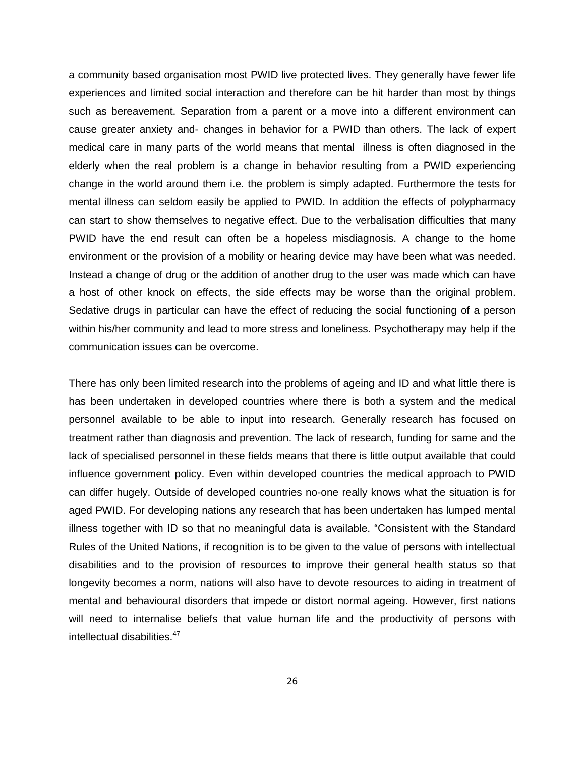a community based organisation most PWID live protected lives. They generally have fewer life experiences and limited social interaction and therefore can be hit harder than most by things such as bereavement. Separation from a parent or a move into a different environment can cause greater anxiety and- changes in behavior for a PWID than others. The lack of expert medical care in many parts of the world means that mental illness is often diagnosed in the elderly when the real problem is a change in behavior resulting from a PWID experiencing change in the world around them i.e. the problem is simply adapted. Furthermore the tests for mental illness can seldom easily be applied to PWID. In addition the effects of polypharmacy can start to show themselves to negative effect. Due to the verbalisation difficulties that many PWID have the end result can often be a hopeless misdiagnosis. A change to the home environment or the provision of a mobility or hearing device may have been what was needed. Instead a change of drug or the addition of another drug to the user was made which can have a host of other knock on effects, the side effects may be worse than the original problem. Sedative drugs in particular can have the effect of reducing the social functioning of a person within his/her community and lead to more stress and loneliness. Psychotherapy may help if the communication issues can be overcome.

There has only been limited research into the problems of ageing and ID and what little there is has been undertaken in developed countries where there is both a system and the medical personnel available to be able to input into research. Generally research has focused on treatment rather than diagnosis and prevention. The lack of research, funding for same and the lack of specialised personnel in these fields means that there is little output available that could influence government policy. Even within developed countries the medical approach to PWID can differ hugely. Outside of developed countries no-one really knows what the situation is for aged PWID. For developing nations any research that has been undertaken has lumped mental illness together with ID so that no meaningful data is available. "Consistent with the Standard Rules of the United Nations, if recognition is to be given to the value of persons with intellectual disabilities and to the provision of resources to improve their general health status so that longevity becomes a norm, nations will also have to devote resources to aiding in treatment of mental and behavioural disorders that impede or distort normal ageing. However, first nations will need to internalise beliefs that value human life and the productivity of persons with intellectual disabilities.[47]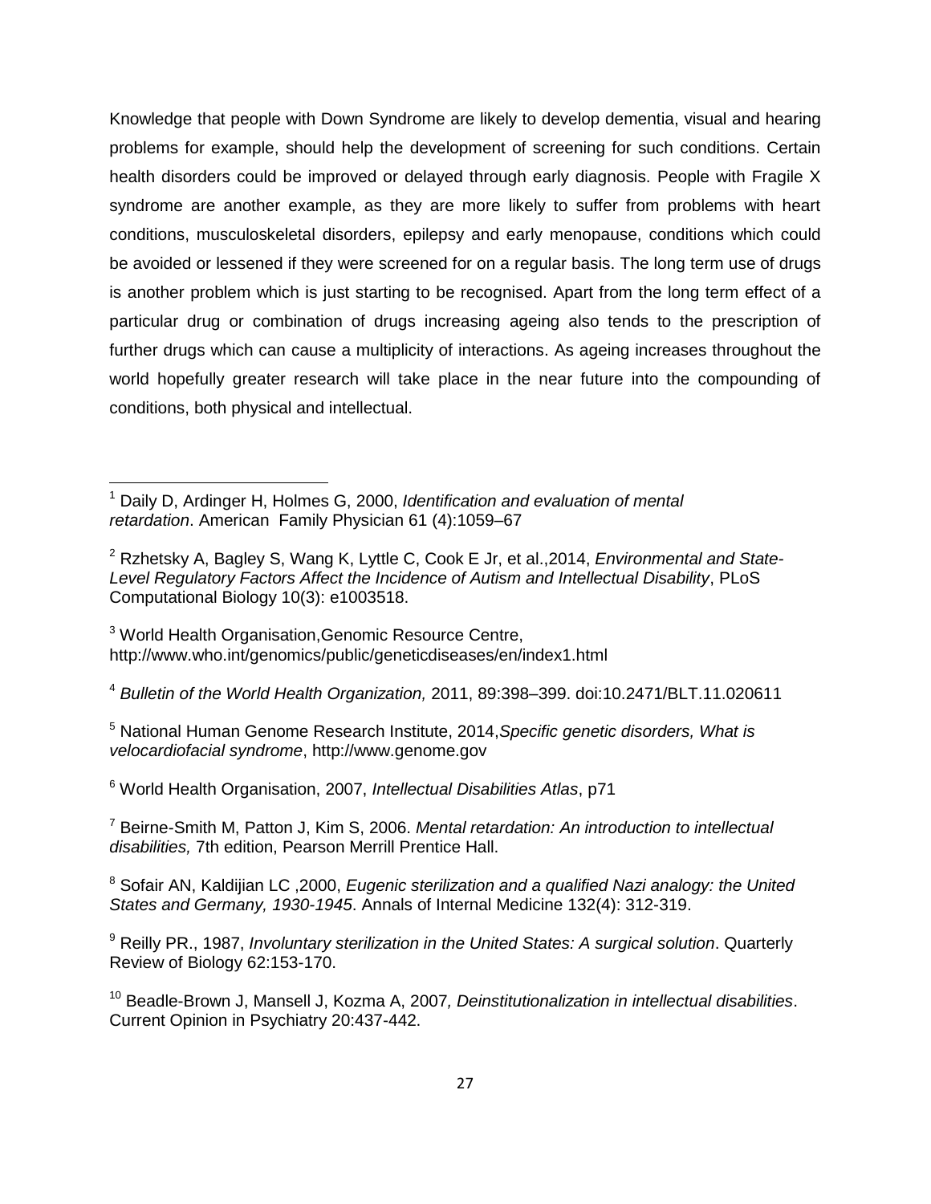Knowledge that people with Down Syndrome are likely to develop dementia, visual and hearing problems for example, should help the development of screening for such conditions. Certain health disorders could be improved or delayed through early diagnosis. People with Fragile X syndrome are another example, as they are more likely to suffer from problems with heart conditions, musculoskeletal disorders, epilepsy and early menopause, conditions which could be avoided or lessened if they were screened for on a regular basis. The long term use of drugs is another problem which is just starting to be recognised. Apart from the long term effect of a particular drug or combination of drugs increasing ageing also tends to the prescription of further drugs which can cause a multiplicity of interactions. As ageing increases throughout the world hopefully greater research will take place in the near future into the compounding of conditions, both physical and intellectual.

---

[1] Daily D, Ardinger H, Holmes G, 2000, *Identification and evaluation of mental retardation*. American Family Physician 61 (4):1059–67

[2] Rzhetsky A, Bagley S, Wang K, Lyttle C, Cook E Jr, et al.,2014, *Environmental and State-Level Regulatory Factors Affect the Incidence of Autism and Intellectual Disability*, PLoS Computational Biology 10(3): e1003518.

[3] World Health Organisation,Genomic Resource Centre, http://www.who.int/genomics/public/geneticdiseases/en/index1.html

[4] *Bulletin of the World Health Organization,* 2011, 89:398–399. doi:10.2471/BLT.11.020611

[5] National Human Genome Research Institute, 2014,*Specific genetic disorders, What is velocardiofacial syndrome*, http://www.genome.gov

[6] World Health Organisation, 2007, *Intellectual Disabilities Atlas*, p71

[7] Beirne-Smith M, Patton J, Kim S, 2006. *Mental retardation: An introduction to intellectual disabilities,* 7th edition, Pearson Merrill Prentice Hall.

[8] Sofair AN, Kaldijian LC ,2000, *Eugenic sterilization and a qualified Nazi analogy: the United States and Germany, 1930-1945*. Annals of Internal Medicine 132(4): 312-319.

[9] Reilly PR., 1987, *Involuntary sterilization in the United States: A surgical solution*. Quarterly Review of Biology 62:153-170.

[10] Beadle-Brown J, Mansell J, Kozma A, 2007*, Deinstitutionalization in intellectual disabilities*. Current Opinion in Psychiatry 20:437-442.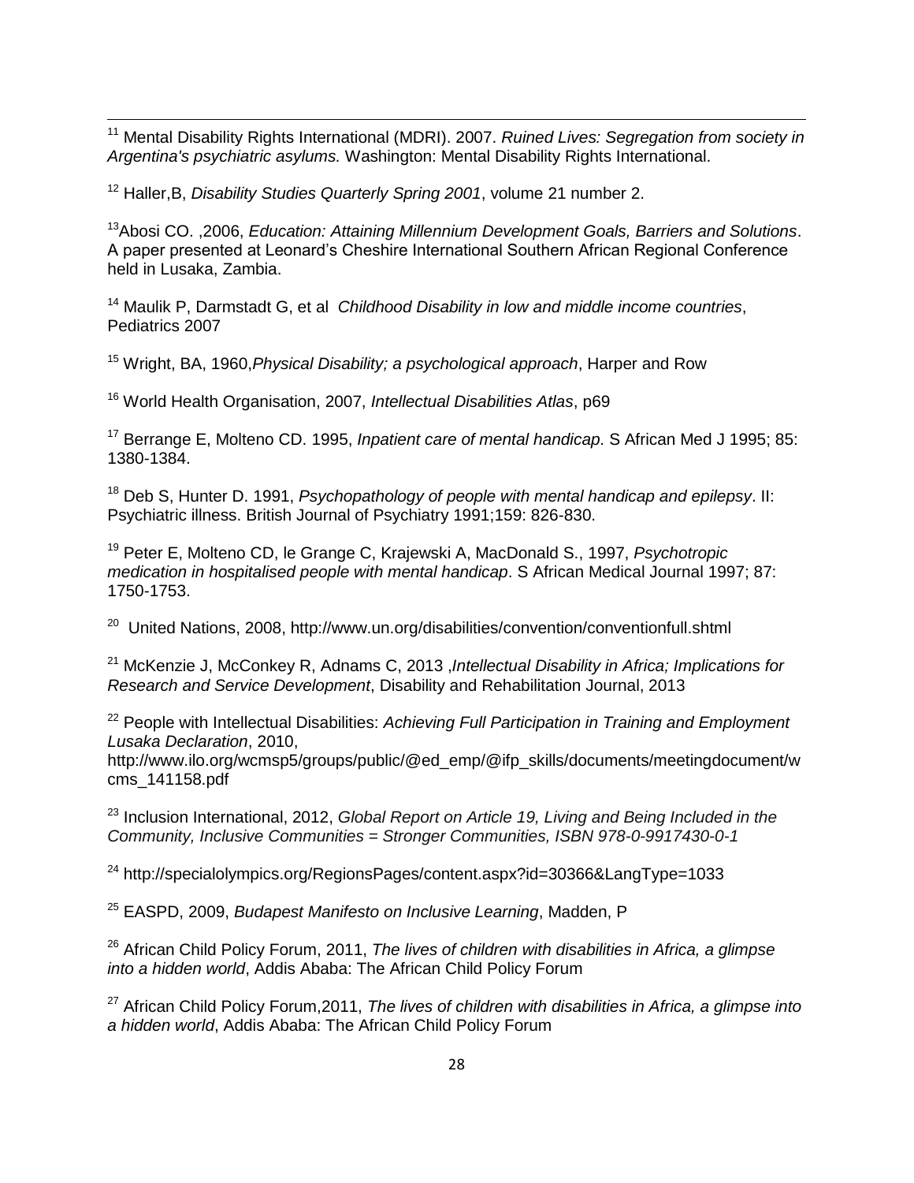[11] Mental Disability Rights International (MDRI). 2007. *Ruined Lives: Segregation from society in Argentina's psychiatric asylums.* Washington: Mental Disability Rights International.

[12] Haller,B, *Disability Studies Quarterly Spring 2001*, volume 21 number 2.

[13]Abosi CO. ,2006, *Education: Attaining Millennium Development Goals, Barriers and Solutions*. A paper presented at Leonard's Cheshire International Southern African Regional Conference held in Lusaka, Zambia.

[14] Maulik P, Darmstadt G, et al *Childhood Disability in low and middle income countries*, Pediatrics 2007

[15] Wright, BA, 1960,*Physical Disability; a psychological approach*, Harper and Row

[16] World Health Organisation, 2007, *Intellectual Disabilities Atlas*, p69

[17] Berrange E, Molteno CD. 1995, *Inpatient care of mental handicap*. S African Med J 1995; 85: 1380-1384.

[18] Deb S, Hunter D. 1991, *Psychopathology of people with mental handicap and epilepsy*. II: Psychiatric illness. British Journal of Psychiatry 1991;159: 826-830.

[19] Peter E, Molteno CD, le Grange C, Krajewski A, MacDonald S., 1997, *Psychotropic medication in hospitalised people with mental handicap*. S African Medical Journal 1997; 87: 1750-1753.

[20] United Nations, 2008, http://www.un.org/disabilities/convention/conventionfull.shtml

[21] McKenzie J, McConkey R, Adnams C, 2013 ,*Intellectual Disability in Africa; Implications for Research and Service Development*, Disability and Rehabilitation Journal, 2013

[22] People with Intellectual Disabilities: *Achieving Full Participation in Training and Employment Lusaka Declaration*, 2010, http://www.ilo.org/wcmsp5/groups/public/@ed_emp/@ifp_skills/documents/meetingdocument/wcms_141158.pdf

[23] Inclusion International, 2012, *Global Report on Article 19, Living and Being Included in the Community, Inclusive Communities = Stronger Communities, ISBN 978-0-9917430-0-1*

[24] http://specialolympics.org/RegionsPages/content.aspx?id=30366&LangType=1033

[25] EASPD, 2009, *Budapest Manifesto on Inclusive Learning*, Madden, P

[26] African Child Policy Forum, 2011, *The lives of children with disabilities in Africa, a glimpse into a hidden world*, Addis Ababa: The African Child Policy Forum

[27] African Child Policy Forum,2011, *The lives of children with disabilities in Africa, a glimpse into a hidden world*, Addis Ababa: The African Child Policy Forum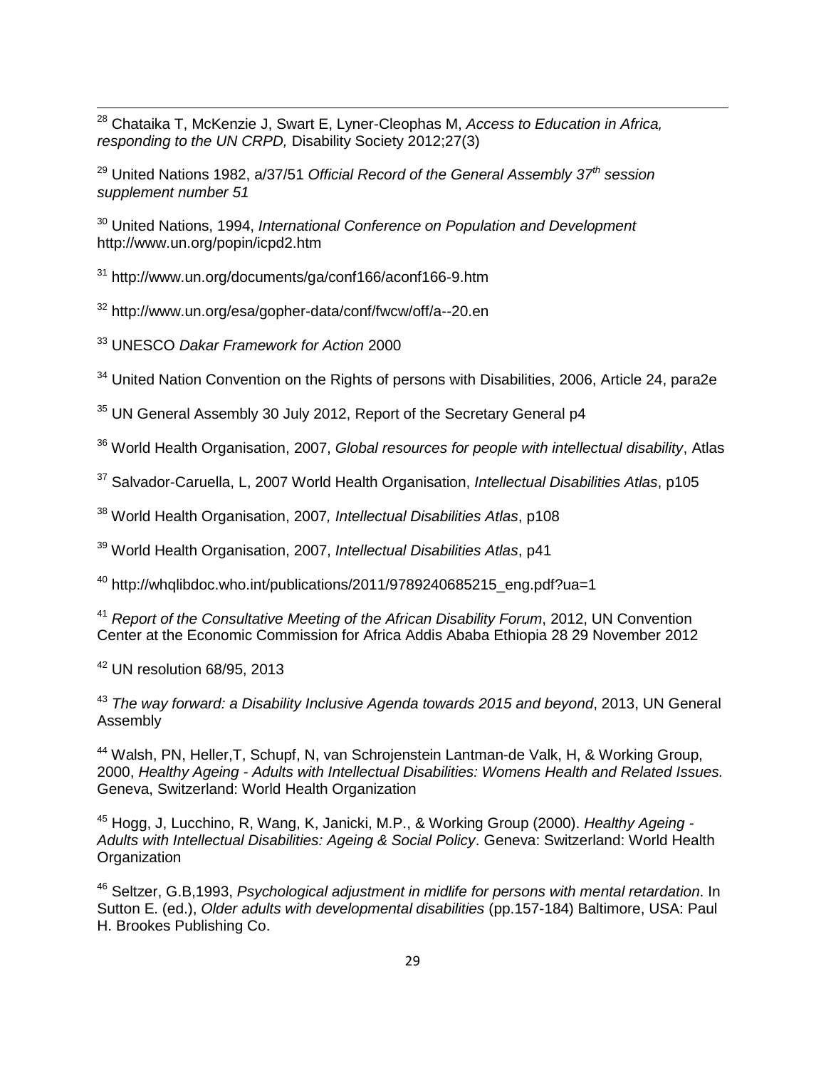[28] Chataika T, McKenzie J, Swart E, Lyner-Cleophas M, *Access to Education in Africa, responding to the UN CRPD,* Disability Society 2012;27(3)

[29] United Nations 1982, a/37/51 *Official Record of the General Assembly 37th session supplement number 51*

[30] United Nations, 1994, *International Conference on Population and Development* http://www.un.org/popin/icpd2.htm

[31] http://www.un.org/documents/ga/conf166/aconf166-9.htm

[32] http://www.un.org/esa/gopher-data/conf/fwcw/off/a--20.en

[33] UNESCO *Dakar Framework for Action* 2000

[34] United Nation Convention on the Rights of persons with Disabilities, 2006, Article 24, para2e

[35] UN General Assembly 30 July 2012, Report of the Secretary General p4

[36] World Health Organisation, 2007, *Global resources for people with intellectual disability*, Atlas

[37] Salvador-Caruella, L, 2007 World Health Organisation, *Intellectual Disabilities Atlas*, p105

[38] World Health Organisation, 2007*, Intellectual Disabilities Atlas*, p108

[39] World Health Organisation, 2007, *Intellectual Disabilities Atlas*, p41

[40] http://whqlibdoc.who.int/publications/2011/9789240685215_eng.pdf?ua=1

[41] *Report of the Consultative Meeting of the African Disability Forum*, 2012, UN Convention Center at the Economic Commission for Africa Addis Ababa Ethiopia 28 29 November 2012

[42] UN resolution 68/95, 2013

[43] *The way forward: a Disability Inclusive Agenda towards 2015 and beyond*, 2013, UN General Assembly

[44] Walsh, PN, Heller,T, Schupf, N, van Schrojenstein Lantman-de Valk, H, & Working Group, 2000, *Healthy Ageing - Adults with Intellectual Disabilities: Womens Health and Related Issues.* Geneva, Switzerland: World Health Organization

[45] Hogg, J, Lucchino, R, Wang, K, Janicki, M.P., & Working Group (2000). *Healthy Ageing - Adults with Intellectual Disabilities: Ageing & Social Policy*. Geneva: Switzerland: World Health Organization

[46] Seltzer, G.B,1993, *Psychological adjustment in midlife for persons with mental retardation*. In Sutton E. (ed.), *Older adults with developmental disabilities* (pp.157-184) Baltimore, USA: Paul H. Brookes Publishing Co.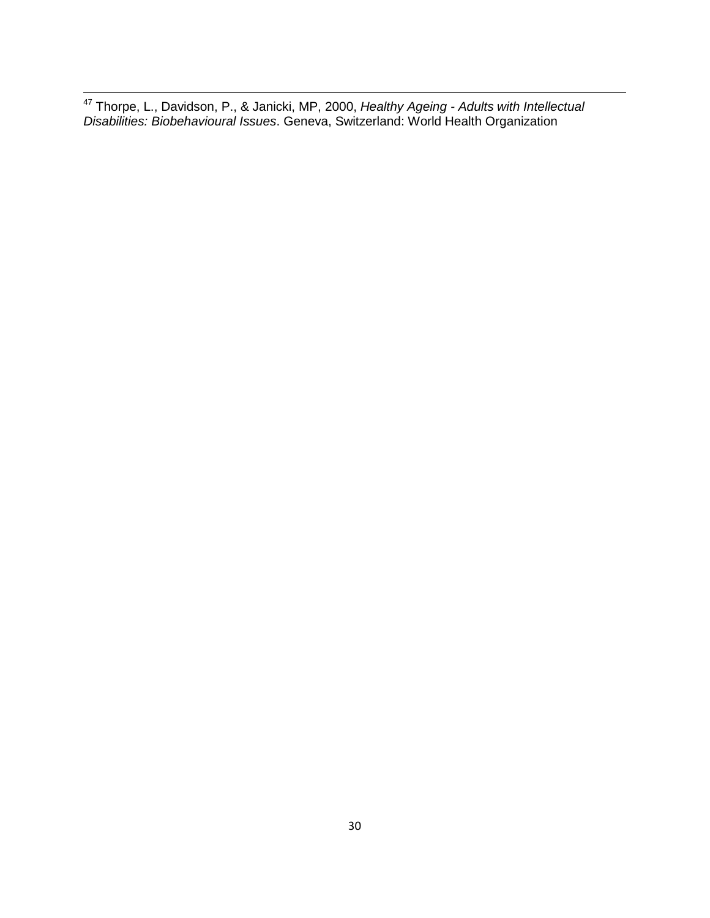[47] Thorpe, L., Davidson, P., & Janicki, MP, 2000, *Healthy Ageing - Adults with Intellectual Disabilities: Biobehavioural Issues*. Geneva, Switzerland: World Health Organization